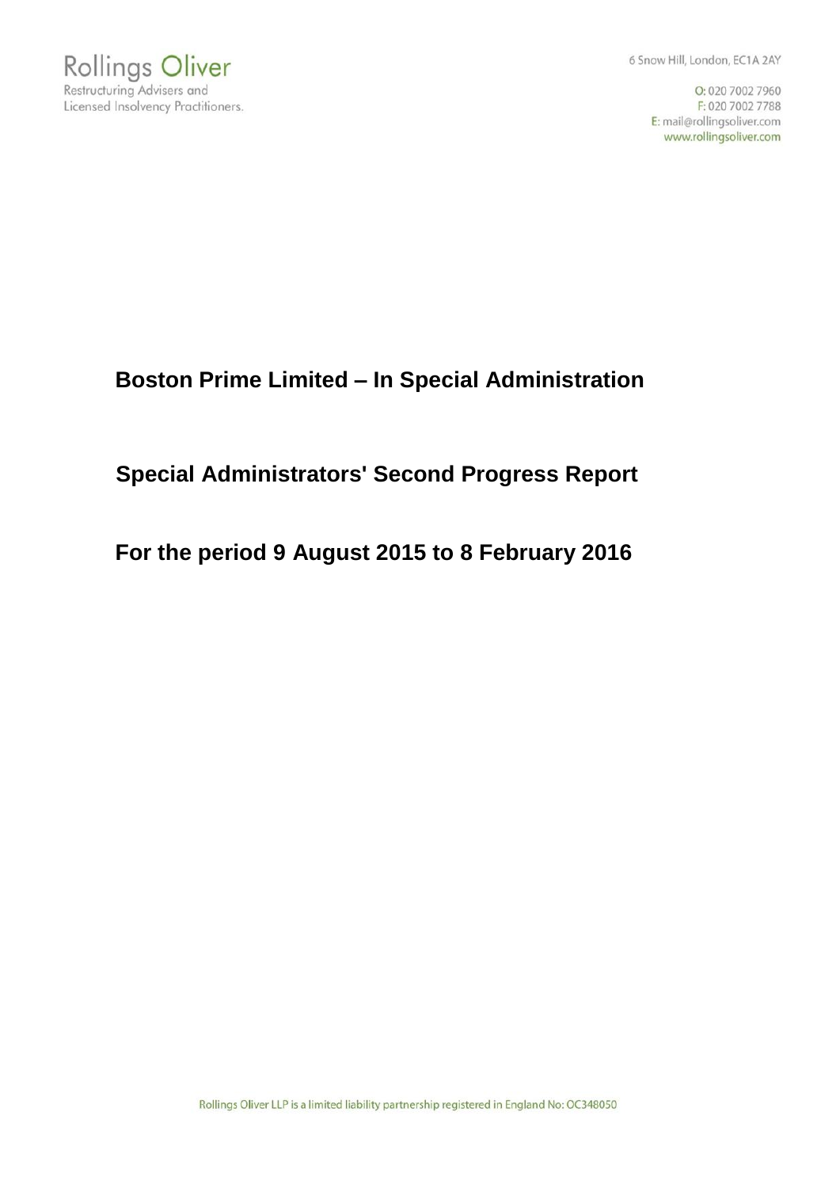Rollings Oliver
Restructuring Advisers and
Licensed Insolvency Practitioners.

6 Snow Hill, London, EC1A 2AY

O: 020 7002 7960
F: 020 7002 7788
E: mail@rollingsoliver.com
www.rollingsoliver.com

# Boston Prime Limited – In Special Administration

## Special Administrators' Second Progress Report

## For the period 9 August 2015 to 8 February 2016

Rollings Oliver LLP is a limited liability partnership registered in England No: OC348050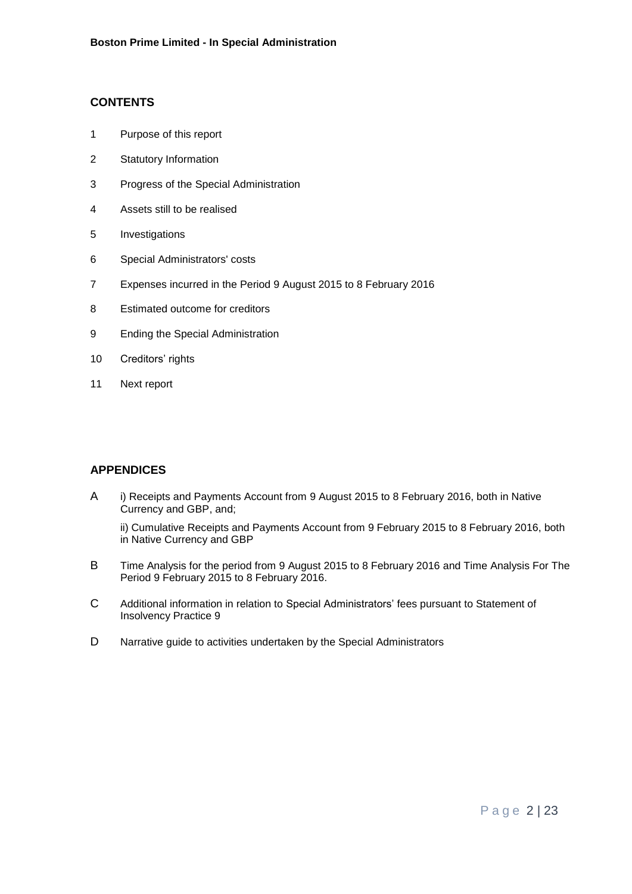## CONTENTS

1 Purpose of this report

2 Statutory Information

3 Progress of the Special Administration

4 Assets still to be realised

5 Investigations

6 Special Administrators' costs

7 Expenses incurred in the Period 9 August 2015 to 8 February 2016

8 Estimated outcome for creditors

9 Ending the Special Administration

10 Creditors' rights

11 Next report

## APPENDICES

A i) Receipts and Payments Account from 9 August 2015 to 8 February 2016, both in Native Currency and GBP, and;

ii) Cumulative Receipts and Payments Account from 9 February 2015 to 8 February 2016, both in Native Currency and GBP

B Time Analysis for the period from 9 August 2015 to 8 February 2016 and Time Analysis For The Period 9 February 2015 to 8 February 2016.

C Additional information in relation to Special Administrators' fees pursuant to Statement of Insolvency Practice 9

D Narrative guide to activities undertaken by the Special Administrators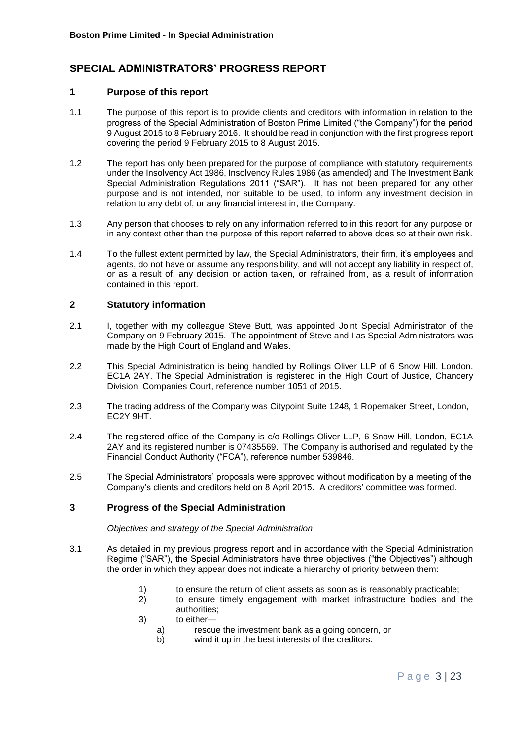# SPECIAL ADMINISTRATORS' PROGRESS REPORT

## 1 Purpose of this report

1.1 The purpose of this report is to provide clients and creditors with information in relation to the progress of the Special Administration of Boston Prime Limited ("the Company") for the period 9 August 2015 to 8 February 2016. It should be read in conjunction with the first progress report covering the period 9 February 2015 to 8 August 2015.

1.2 The report has only been prepared for the purpose of compliance with statutory requirements under the Insolvency Act 1986, Insolvency Rules 1986 (as amended) and The Investment Bank Special Administration Regulations 2011 ("SAR"). It has not been prepared for any other purpose and is not intended, nor suitable to be used, to inform any investment decision in relation to any debt of, or any financial interest in, the Company.

1.3 Any person that chooses to rely on any information referred to in this report for any purpose or in any context other than the purpose of this report referred to above does so at their own risk.

1.4 To the fullest extent permitted by law, the Special Administrators, their firm, it's employees and agents, do not have or assume any responsibility, and will not accept any liability in respect of, or as a result of, any decision or action taken, or refrained from, as a result of information contained in this report.

## 2 Statutory information

2.1 I, together with my colleague Steve Butt, was appointed Joint Special Administrator of the Company on 9 February 2015. The appointment of Steve and I as Special Administrators was made by the High Court of England and Wales.

2.2 This Special Administration is being handled by Rollings Oliver LLP of 6 Snow Hill, London, EC1A 2AY. The Special Administration is registered in the High Court of Justice, Chancery Division, Companies Court, reference number 1051 of 2015.

2.3 The trading address of the Company was Citypoint Suite 1248, 1 Ropemaker Street, London, EC2Y 9HT.

2.4 The registered office of the Company is c/o Rollings Oliver LLP, 6 Snow Hill, London, EC1A 2AY and its registered number is 07435569. The Company is authorised and regulated by the Financial Conduct Authority ("FCA"), reference number 539846.

2.5 The Special Administrators' proposals were approved without modification by a meeting of the Company's clients and creditors held on 8 April 2015. A creditors' committee was formed.

## 3 Progress of the Special Administration

*Objectives and strategy of the Special Administration*

3.1 As detailed in my previous progress report and in accordance with the Special Administration Regime ("SAR"), the Special Administrators have three objectives ("the Objectives") although the order in which they appear does not indicate a hierarchy of priority between them:

1) to ensure the return of client assets as soon as is reasonably practicable;
2) to ensure timely engagement with market infrastructure bodies and the authorities;
3) to either—
   a) rescue the investment bank as a going concern, or
   b) wind it up in the best interests of the creditors.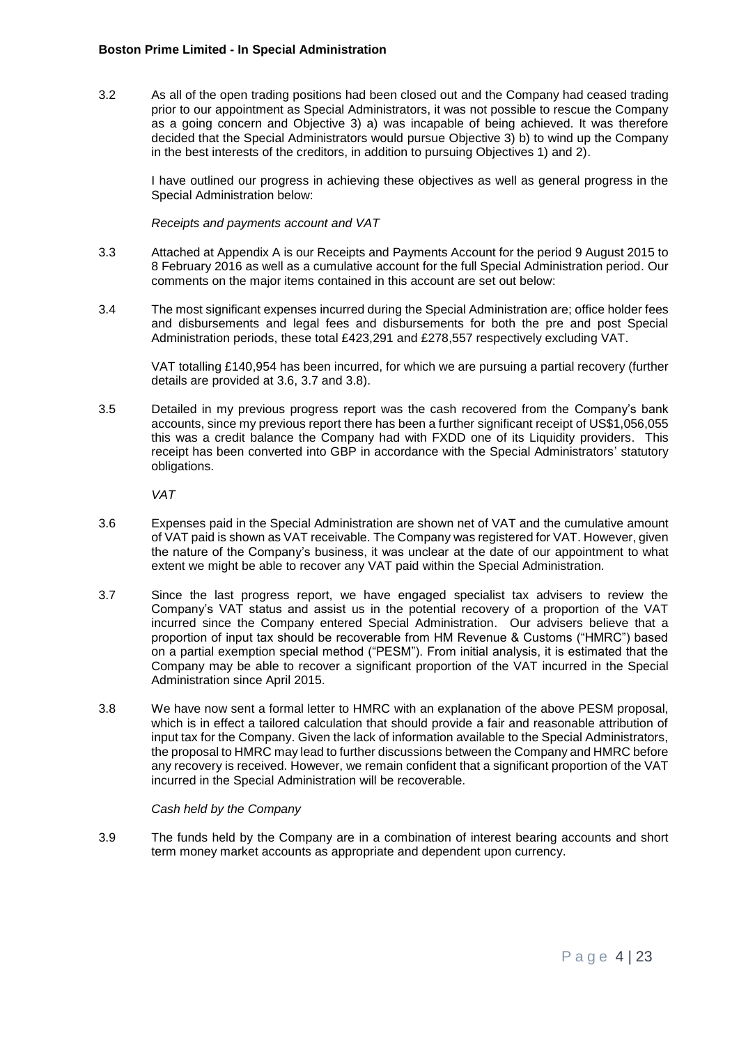3.2 As all of the open trading positions had been closed out and the Company had ceased trading prior to our appointment as Special Administrators, it was not possible to rescue the Company as a going concern and Objective 3) a) was incapable of being achieved. It was therefore decided that the Special Administrators would pursue Objective 3) b) to wind up the Company in the best interests of the creditors, in addition to pursuing Objectives 1) and 2).

I have outlined our progress in achieving these objectives as well as general progress in the Special Administration below:

*Receipts and payments account and VAT*

3.3 Attached at Appendix A is our Receipts and Payments Account for the period 9 August 2015 to 8 February 2016 as well as a cumulative account for the full Special Administration period. Our comments on the major items contained in this account are set out below:

3.4 The most significant expenses incurred during the Special Administration are; office holder fees and disbursements and legal fees and disbursements for both the pre and post Special Administration periods, these total £423,291 and £278,557 respectively excluding VAT.

VAT totalling £140,954 has been incurred, for which we are pursuing a partial recovery (further details are provided at 3.6, 3.7 and 3.8).

3.5 Detailed in my previous progress report was the cash recovered from the Company's bank accounts, since my previous report there has been a further significant receipt of US$1,056,055 this was a credit balance the Company had with FXDD one of its Liquidity providers. This receipt has been converted into GBP in accordance with the Special Administrators' statutory obligations.

*VAT*

3.6 Expenses paid in the Special Administration are shown net of VAT and the cumulative amount of VAT paid is shown as VAT receivable. The Company was registered for VAT. However, given the nature of the Company's business, it was unclear at the date of our appointment to what extent we might be able to recover any VAT paid within the Special Administration.

3.7 Since the last progress report, we have engaged specialist tax advisers to review the Company's VAT status and assist us in the potential recovery of a proportion of the VAT incurred since the Company entered Special Administration. Our advisers believe that a proportion of input tax should be recoverable from HM Revenue & Customs ("HMRC") based on a partial exemption special method ("PESM"). From initial analysis, it is estimated that the Company may be able to recover a significant proportion of the VAT incurred in the Special Administration since April 2015.

3.8 We have now sent a formal letter to HMRC with an explanation of the above PESM proposal, which is in effect a tailored calculation that should provide a fair and reasonable attribution of input tax for the Company. Given the lack of information available to the Special Administrators, the proposal to HMRC may lead to further discussions between the Company and HMRC before any recovery is received. However, we remain confident that a significant proportion of the VAT incurred in the Special Administration will be recoverable.

*Cash held by the Company*

3.9 The funds held by the Company are in a combination of interest bearing accounts and short term money market accounts as appropriate and dependent upon currency.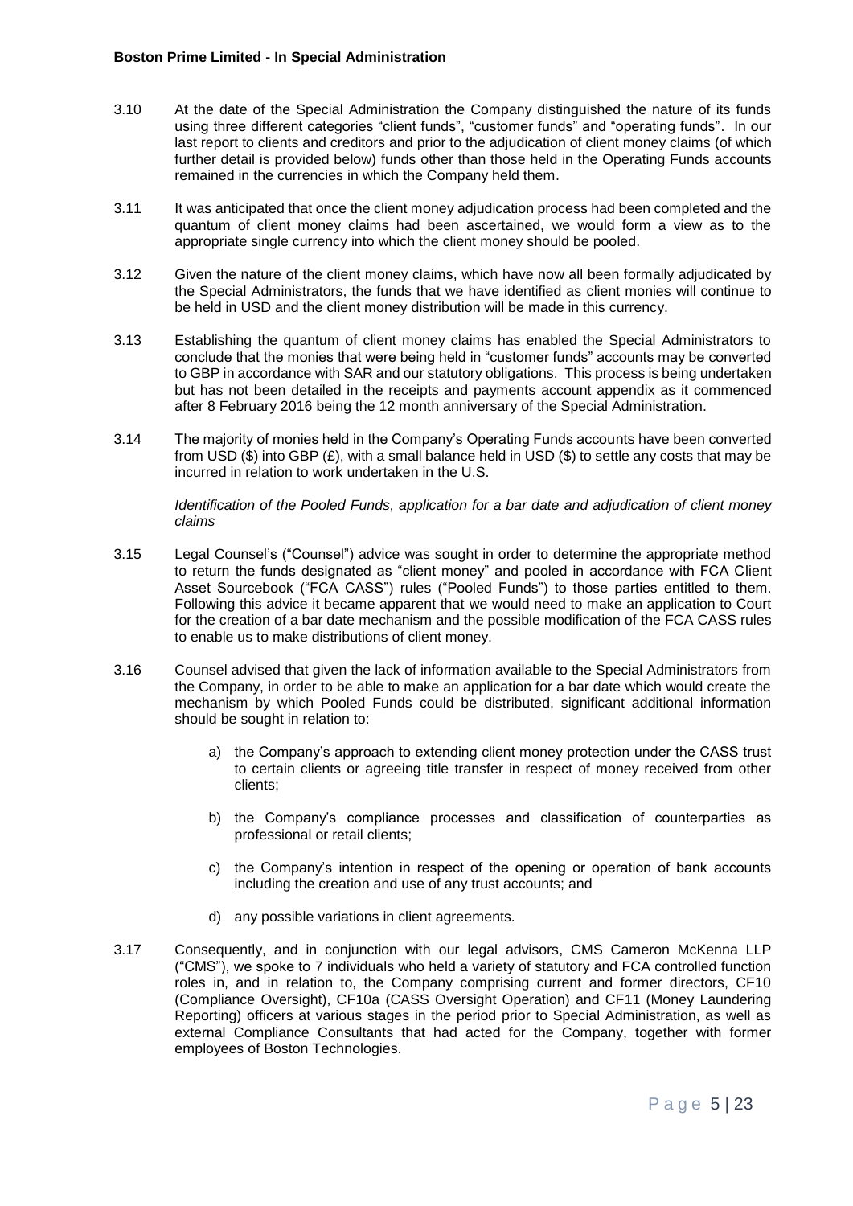3.10 At the date of the Special Administration the Company distinguished the nature of its funds using three different categories "client funds", "customer funds" and "operating funds". In our last report to clients and creditors and prior to the adjudication of client money claims (of which further detail is provided below) funds other than those held in the Operating Funds accounts remained in the currencies in which the Company held them.

3.11 It was anticipated that once the client money adjudication process had been completed and the quantum of client money claims had been ascertained, we would form a view as to the appropriate single currency into which the client money should be pooled.

3.12 Given the nature of the client money claims, which have now all been formally adjudicated by the Special Administrators, the funds that we have identified as client monies will continue to be held in USD and the client money distribution will be made in this currency.

3.13 Establishing the quantum of client money claims has enabled the Special Administrators to conclude that the monies that were being held in "customer funds" accounts may be converted to GBP in accordance with SAR and our statutory obligations. This process is being undertaken but has not been detailed in the receipts and payments account appendix as it commenced after 8 February 2016 being the 12 month anniversary of the Special Administration.

3.14 The majority of monies held in the Company's Operating Funds accounts have been converted from USD ($) into GBP (£), with a small balance held in USD ($) to settle any costs that may be incurred in relation to work undertaken in the U.S.

*Identification of the Pooled Funds, application for a bar date and adjudication of client money claims*

3.15 Legal Counsel's ("Counsel") advice was sought in order to determine the appropriate method to return the funds designated as "client money" and pooled in accordance with FCA Client Asset Sourcebook ("FCA CASS") rules ("Pooled Funds") to those parties entitled to them. Following this advice it became apparent that we would need to make an application to Court for the creation of a bar date mechanism and the possible modification of the FCA CASS rules to enable us to make distributions of client money.

3.16 Counsel advised that given the lack of information available to the Special Administrators from the Company, in order to be able to make an application for a bar date which would create the mechanism by which Pooled Funds could be distributed, significant additional information should be sought in relation to:

a) the Company's approach to extending client money protection under the CASS trust to certain clients or agreeing title transfer in respect of money received from other clients;

b) the Company's compliance processes and classification of counterparties as professional or retail clients;

c) the Company's intention in respect of the opening or operation of bank accounts including the creation and use of any trust accounts; and

d) any possible variations in client agreements.

3.17 Consequently, and in conjunction with our legal advisors, CMS Cameron McKenna LLP ("CMS"), we spoke to 7 individuals who held a variety of statutory and FCA controlled function roles in, and in relation to, the Company comprising current and former directors, CF10 (Compliance Oversight), CF10a (CASS Oversight Operation) and CF11 (Money Laundering Reporting) officers at various stages in the period prior to Special Administration, as well as external Compliance Consultants that had acted for the Company, together with former employees of Boston Technologies.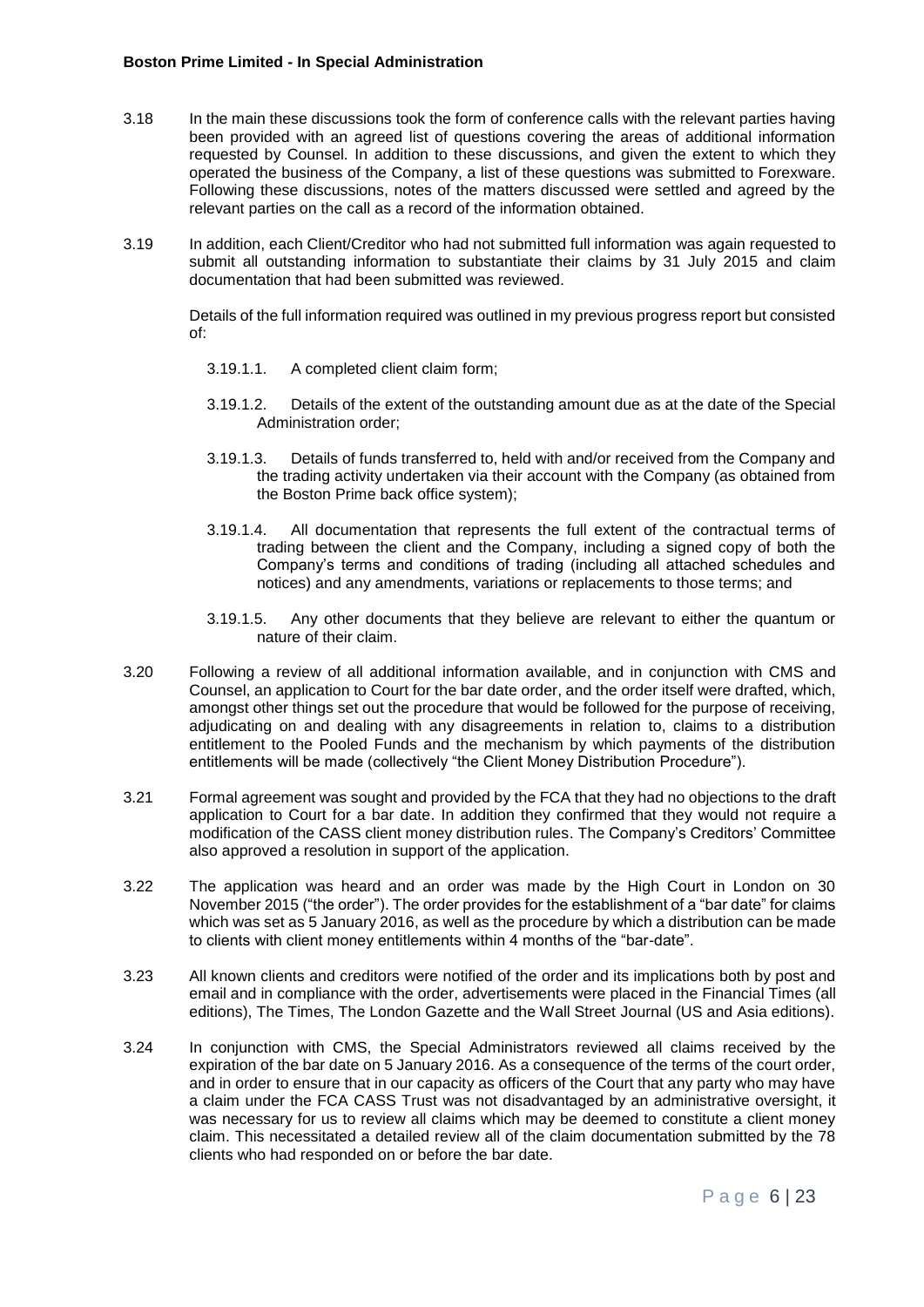3.18 In the main these discussions took the form of conference calls with the relevant parties having been provided with an agreed list of questions covering the areas of additional information requested by Counsel. In addition to these discussions, and given the extent to which they operated the business of the Company, a list of these questions was submitted to Forexware. Following these discussions, notes of the matters discussed were settled and agreed by the relevant parties on the call as a record of the information obtained.

3.19 In addition, each Client/Creditor who had not submitted full information was again requested to submit all outstanding information to substantiate their claims by 31 July 2015 and claim documentation that had been submitted was reviewed.

Details of the full information required was outlined in my previous progress report but consisted of:

3.19.1.1. A completed client claim form;

3.19.1.2. Details of the extent of the outstanding amount due as at the date of the Special Administration order;

3.19.1.3. Details of funds transferred to, held with and/or received from the Company and the trading activity undertaken via their account with the Company (as obtained from the Boston Prime back office system);

3.19.1.4. All documentation that represents the full extent of the contractual terms of trading between the client and the Company, including a signed copy of both the Company's terms and conditions of trading (including all attached schedules and notices) and any amendments, variations or replacements to those terms; and

3.19.1.5. Any other documents that they believe are relevant to either the quantum or nature of their claim.

3.20 Following a review of all additional information available, and in conjunction with CMS and Counsel, an application to Court for the bar date order, and the order itself were drafted, which, amongst other things set out the procedure that would be followed for the purpose of receiving, adjudicating on and dealing with any disagreements in relation to, claims to a distribution entitlement to the Pooled Funds and the mechanism by which payments of the distribution entitlements will be made (collectively "the Client Money Distribution Procedure").

3.21 Formal agreement was sought and provided by the FCA that they had no objections to the draft application to Court for a bar date. In addition they confirmed that they would not require a modification of the CASS client money distribution rules. The Company's Creditors' Committee also approved a resolution in support of the application.

3.22 The application was heard and an order was made by the High Court in London on 30 November 2015 ("the order"). The order provides for the establishment of a "bar date" for claims which was set as 5 January 2016, as well as the procedure by which a distribution can be made to clients with client money entitlements within 4 months of the "bar-date".

3.23 All known clients and creditors were notified of the order and its implications both by post and email and in compliance with the order, advertisements were placed in the Financial Times (all editions), The Times, The London Gazette and the Wall Street Journal (US and Asia editions).

3.24 In conjunction with CMS, the Special Administrators reviewed all claims received by the expiration of the bar date on 5 January 2016. As a consequence of the terms of the court order, and in order to ensure that in our capacity as officers of the Court that any party who may have a claim under the FCA CASS Trust was not disadvantaged by an administrative oversight, it was necessary for us to review all claims which may be deemed to constitute a client money claim. This necessitated a detailed review all of the claim documentation submitted by the 78 clients who had responded on or before the bar date.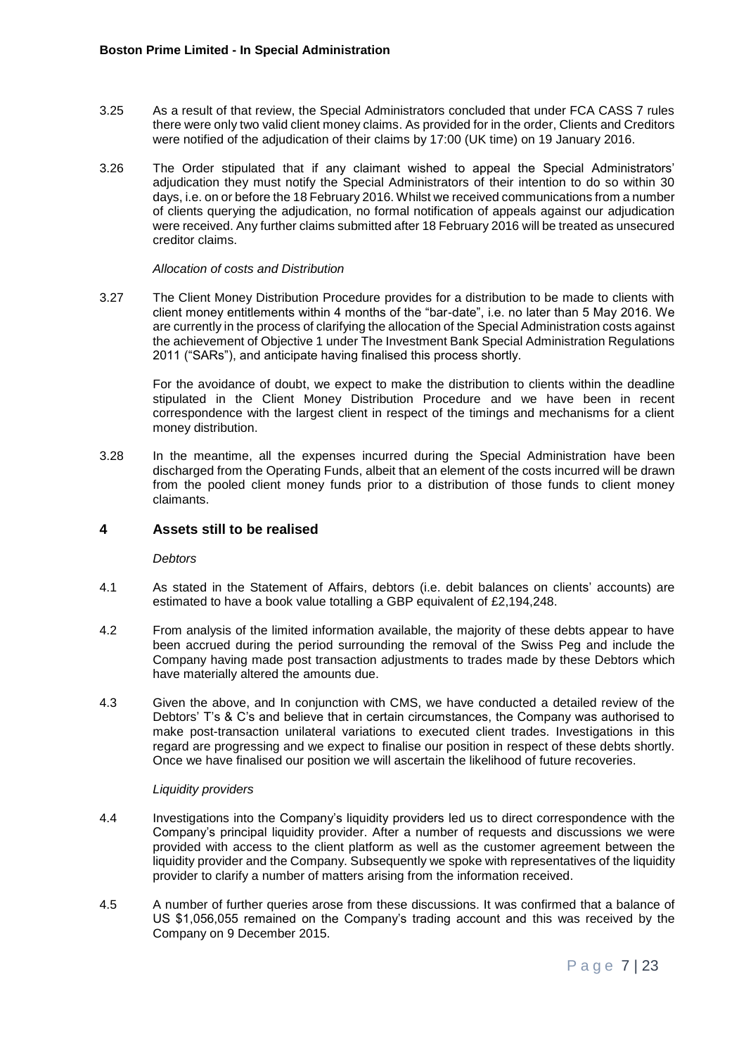3.25 As a result of that review, the Special Administrators concluded that under FCA CASS 7 rules there were only two valid client money claims. As provided for in the order, Clients and Creditors were notified of the adjudication of their claims by 17:00 (UK time) on 19 January 2016.

3.26 The Order stipulated that if any claimant wished to appeal the Special Administrators' adjudication they must notify the Special Administrators of their intention to do so within 30 days, i.e. on or before the 18 February 2016. Whilst we received communications from a number of clients querying the adjudication, no formal notification of appeals against our adjudication were received. Any further claims submitted after 18 February 2016 will be treated as unsecured creditor claims.

*Allocation of costs and Distribution*

3.27 The Client Money Distribution Procedure provides for a distribution to be made to clients with client money entitlements within 4 months of the "bar-date", i.e. no later than 5 May 2016. We are currently in the process of clarifying the allocation of the Special Administration costs against the achievement of Objective 1 under The Investment Bank Special Administration Regulations 2011 ("SARs"), and anticipate having finalised this process shortly.

For the avoidance of doubt, we expect to make the distribution to clients within the deadline stipulated in the Client Money Distribution Procedure and we have been in recent correspondence with the largest client in respect of the timings and mechanisms for a client money distribution.

3.28 In the meantime, all the expenses incurred during the Special Administration have been discharged from the Operating Funds, albeit that an element of the costs incurred will be drawn from the pooled client money funds prior to a distribution of those funds to client money claimants.

## 4 Assets still to be realised

*Debtors*

4.1 As stated in the Statement of Affairs, debtors (i.e. debit balances on clients' accounts) are estimated to have a book value totalling a GBP equivalent of £2,194,248.

4.2 From analysis of the limited information available, the majority of these debts appear to have been accrued during the period surrounding the removal of the Swiss Peg and include the Company having made post transaction adjustments to trades made by these Debtors which have materially altered the amounts due.

4.3 Given the above, and In conjunction with CMS, we have conducted a detailed review of the Debtors' T's & C's and believe that in certain circumstances, the Company was authorised to make post-transaction unilateral variations to executed client trades. Investigations in this regard are progressing and we expect to finalise our position in respect of these debts shortly. Once we have finalised our position we will ascertain the likelihood of future recoveries.

*Liquidity providers*

4.4 Investigations into the Company's liquidity providers led us to direct correspondence with the Company's principal liquidity provider. After a number of requests and discussions we were provided with access to the client platform as well as the customer agreement between the liquidity provider and the Company. Subsequently we spoke with representatives of the liquidity provider to clarify a number of matters arising from the information received.

4.5 A number of further queries arose from these discussions. It was confirmed that a balance of US $1,056,055 remained on the Company's trading account and this was received by the Company on 9 December 2015.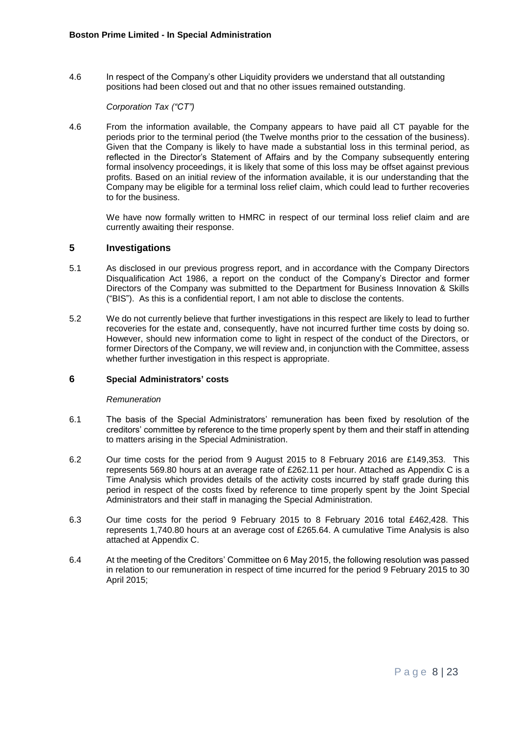4.6 In respect of the Company's other Liquidity providers we understand that all outstanding positions had been closed out and that no other issues remained outstanding.

*Corporation Tax ("CT")*

4.6 From the information available, the Company appears to have paid all CT payable for the periods prior to the terminal period (the Twelve months prior to the cessation of the business). Given that the Company is likely to have made a substantial loss in this terminal period, as reflected in the Director's Statement of Affairs and by the Company subsequently entering formal insolvency proceedings, it is likely that some of this loss may be offset against previous profits. Based on an initial review of the information available, it is our understanding that the Company may be eligible for a terminal loss relief claim, which could lead to further recoveries to for the business.

We have now formally written to HMRC in respect of our terminal loss relief claim and are currently awaiting their response.

## 5 Investigations

5.1 As disclosed in our previous progress report, and in accordance with the Company Directors Disqualification Act 1986, a report on the conduct of the Company's Director and former Directors of the Company was submitted to the Department for Business Innovation & Skills ("BIS"). As this is a confidential report, I am not able to disclose the contents.

5.2 We do not currently believe that further investigations in this respect are likely to lead to further recoveries for the estate and, consequently, have not incurred further time costs by doing so. However, should new information come to light in respect of the conduct of the Directors, or former Directors of the Company, we will review and, in conjunction with the Committee, assess whether further investigation in this respect is appropriate.

## 6 Special Administrators' costs

*Remuneration*

6.1 The basis of the Special Administrators' remuneration has been fixed by resolution of the creditors' committee by reference to the time properly spent by them and their staff in attending to matters arising in the Special Administration.

6.2 Our time costs for the period from 9 August 2015 to 8 February 2016 are £149,353. This represents 569.80 hours at an average rate of £262.11 per hour. Attached as Appendix C is a Time Analysis which provides details of the activity costs incurred by staff grade during this period in respect of the costs fixed by reference to time properly spent by the Joint Special Administrators and their staff in managing the Special Administration.

6.3 Our time costs for the period 9 February 2015 to 8 February 2016 total £462,428. This represents 1,740.80 hours at an average cost of £265.64. A cumulative Time Analysis is also attached at Appendix C.

6.4 At the meeting of the Creditors' Committee on 6 May 2015, the following resolution was passed in relation to our remuneration in respect of time incurred for the period 9 February 2015 to 30 April 2015;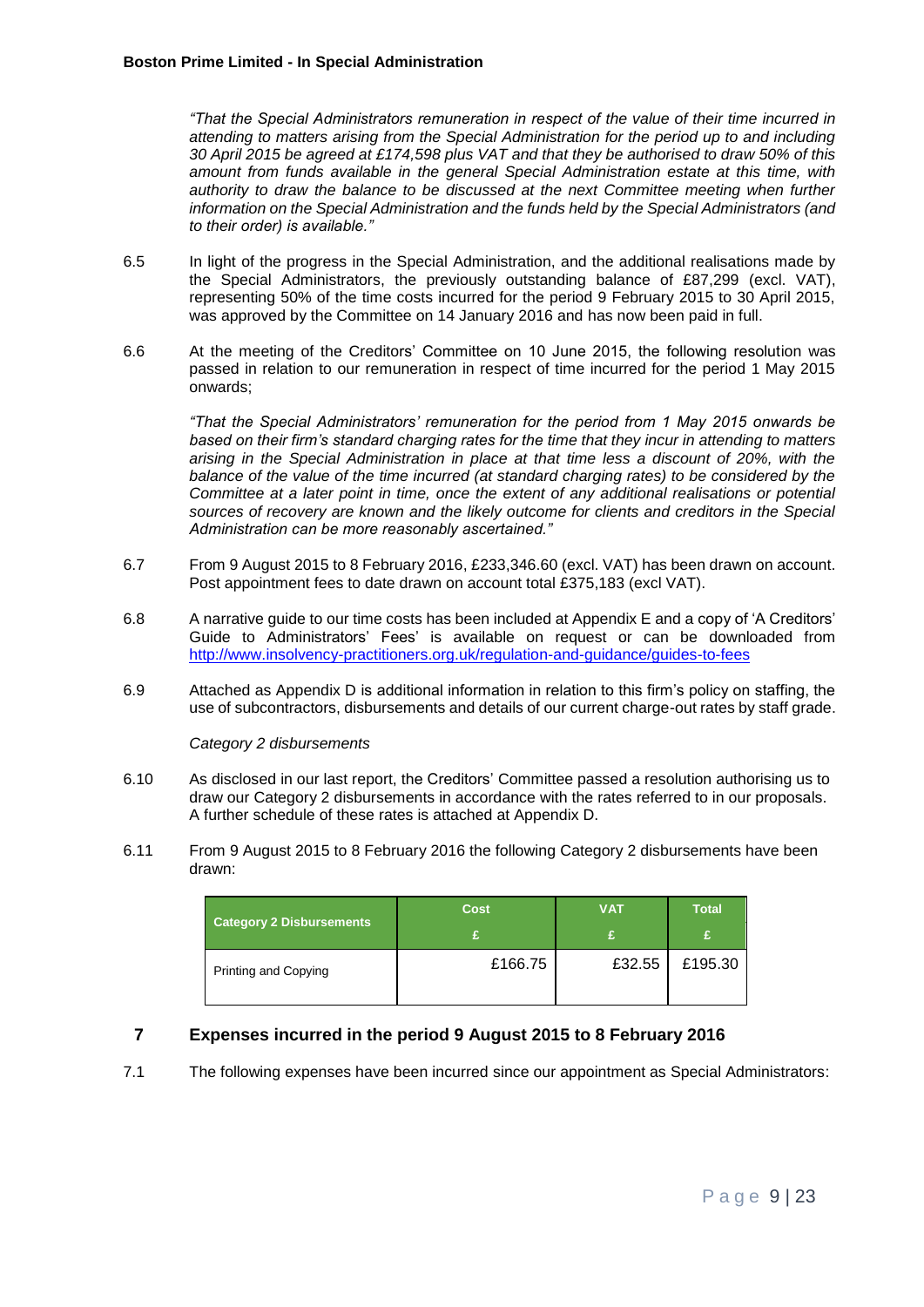*"That the Special Administrators remuneration in respect of the value of their time incurred in attending to matters arising from the Special Administration for the period up to and including 30 April 2015 be agreed at £174,598 plus VAT and that they be authorised to draw 50% of this amount from funds available in the general Special Administration estate at this time, with authority to draw the balance to be discussed at the next Committee meeting when further information on the Special Administration and the funds held by the Special Administrators (and to their order) is available."*

6.5 In light of the progress in the Special Administration, and the additional realisations made by the Special Administrators, the previously outstanding balance of £87,299 (excl. VAT), representing 50% of the time costs incurred for the period 9 February 2015 to 30 April 2015, was approved by the Committee on 14 January 2016 and has now been paid in full.

6.6 At the meeting of the Creditors' Committee on 10 June 2015, the following resolution was passed in relation to our remuneration in respect of time incurred for the period 1 May 2015 onwards;

*"That the Special Administrators' remuneration for the period from 1 May 2015 onwards be based on their firm's standard charging rates for the time that they incur in attending to matters arising in the Special Administration in place at that time less a discount of 20%, with the balance of the value of the time incurred (at standard charging rates) to be considered by the Committee at a later point in time, once the extent of any additional realisations or potential sources of recovery are known and the likely outcome for clients and creditors in the Special Administration can be more reasonably ascertained."*

6.7 From 9 August 2015 to 8 February 2016, £233,346.60 (excl. VAT) has been drawn on account. Post appointment fees to date drawn on account total £375,183 (excl VAT).

6.8 A narrative guide to our time costs has been included at Appendix E and a copy of 'A Creditors' Guide to Administrators' Fees' is available on request or can be downloaded from http://www.insolvency-practitioners.org.uk/regulation-and-guidance/guides-to-fees

6.9 Attached as Appendix D is additional information in relation to this firm's policy on staffing, the use of subcontractors, disbursements and details of our current charge-out rates by staff grade.

*Category 2 disbursements*

6.10 As disclosed in our last report, the Creditors' Committee passed a resolution authorising us to draw our Category 2 disbursements in accordance with the rates referred to in our proposals. A further schedule of these rates is attached at Appendix D.

6.11 From 9 August 2015 to 8 February 2016 the following Category 2 disbursements have been drawn:

| Category 2 Disbursements | Cost £ | VAT £ | Total £ |
|---|---|---|---|
| Printing and Copying | £166.75 | £32.55 | £195.30 |

## 7 Expenses incurred in the period 9 August 2015 to 8 February 2016

7.1 The following expenses have been incurred since our appointment as Special Administrators: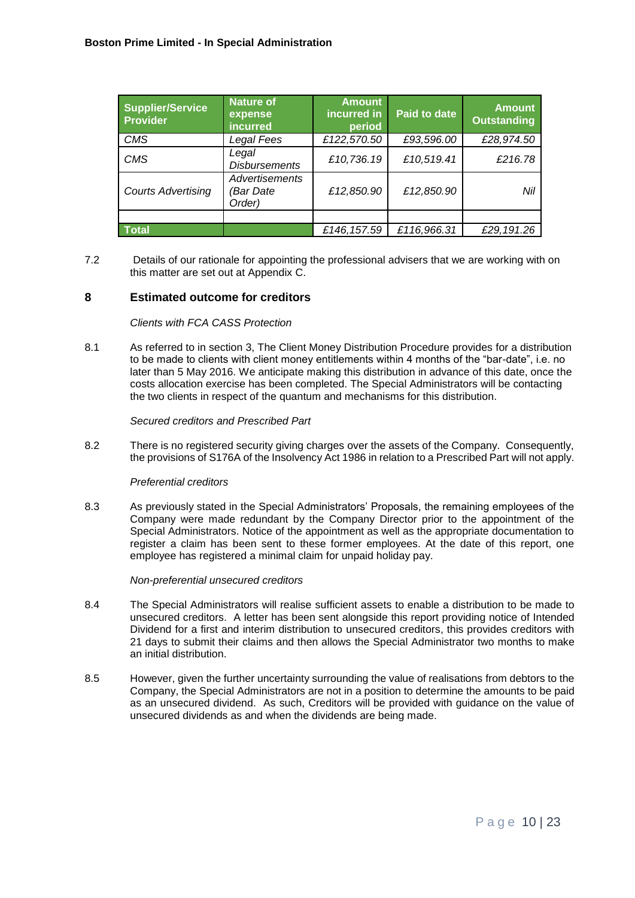| Supplier/Service Provider | Nature of expense incurred | Amount incurred in period | Paid to date | Amount Outstanding |
|---|---|---|---|---|
| *CMS* | *Legal Fees* | *£122,570.50* | *£93,596.00* | *£28,974.50* |
| *CMS* | *Legal Disbursements* | *£10,736.19* | *£10,519.41* | *£216.78* |
| *Courts Advertising* | *Advertisements (Bar Date Order)* | *£12,850.90* | *£12,850.90* | *Nil* |
| | | | | |
| **Total** | | *£146,157.59* | *£116,966.31* | *£29,191.26* |

7.2 Details of our rationale for appointing the professional advisers that we are working with on this matter are set out at Appendix C.

## 8 Estimated outcome for creditors

*Clients with FCA CASS Protection*

8.1 As referred to in section 3, The Client Money Distribution Procedure provides for a distribution to be made to clients with client money entitlements within 4 months of the "bar-date", i.e. no later than 5 May 2016. We anticipate making this distribution in advance of this date, once the costs allocation exercise has been completed. The Special Administrators will be contacting the two clients in respect of the quantum and mechanisms for this distribution.

*Secured creditors and Prescribed Part*

8.2 There is no registered security giving charges over the assets of the Company. Consequently, the provisions of S176A of the Insolvency Act 1986 in relation to a Prescribed Part will not apply.

*Preferential creditors*

8.3 As previously stated in the Special Administrators' Proposals, the remaining employees of the Company were made redundant by the Company Director prior to the appointment of the Special Administrators. Notice of the appointment as well as the appropriate documentation to register a claim has been sent to these former employees. At the date of this report, one employee has registered a minimal claim for unpaid holiday pay.

*Non-preferential unsecured creditors*

8.4 The Special Administrators will realise sufficient assets to enable a distribution to be made to unsecured creditors. A letter has been sent alongside this report providing notice of Intended Dividend for a first and interim distribution to unsecured creditors, this provides creditors with 21 days to submit their claims and then allows the Special Administrator two months to make an initial distribution.

8.5 However, given the further uncertainty surrounding the value of realisations from debtors to the Company, the Special Administrators are not in a position to determine the amounts to be paid as an unsecured dividend. As such, Creditors will be provided with guidance on the value of unsecured dividends as and when the dividends are being made.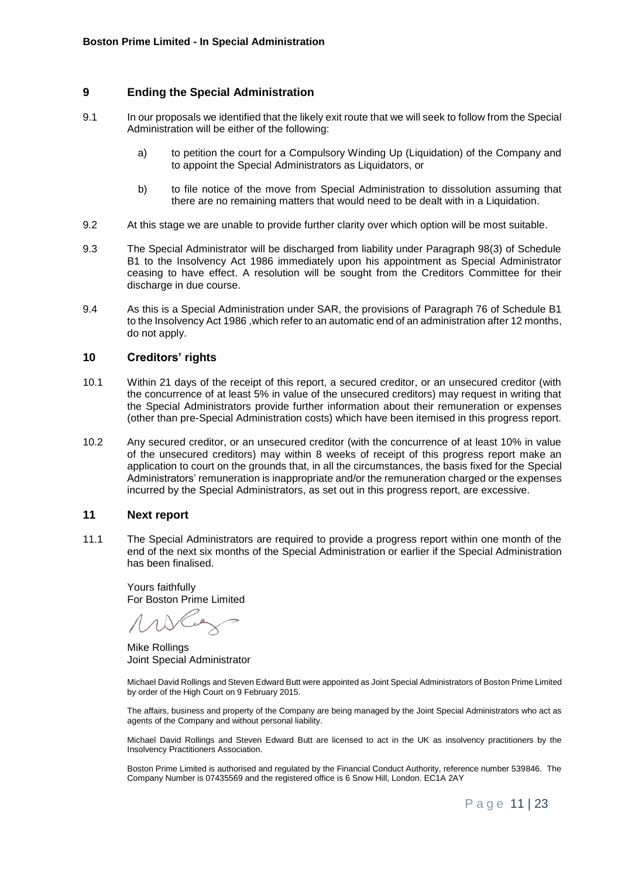## 9 Ending the Special Administration

9.1 In our proposals we identified that the likely exit route that we will seek to follow from the Special Administration will be either of the following:

a) to petition the court for a Compulsory Winding Up (Liquidation) of the Company and to appoint the Special Administrators as Liquidators, or

b) to file notice of the move from Special Administration to dissolution assuming that there are no remaining matters that would need to be dealt with in a Liquidation.

9.2 At this stage we are unable to provide further clarity over which option will be most suitable.

9.3 The Special Administrator will be discharged from liability under Paragraph 98(3) of Schedule B1 to the Insolvency Act 1986 immediately upon his appointment as Special Administrator ceasing to have effect. A resolution will be sought from the Creditors Committee for their discharge in due course.

9.4 As this is a Special Administration under SAR, the provisions of Paragraph 76 of Schedule B1 to the Insolvency Act 1986 ,which refer to an automatic end of an administration after 12 months, do not apply.

## 10 Creditors' rights

10.1 Within 21 days of the receipt of this report, a secured creditor, or an unsecured creditor (with the concurrence of at least 5% in value of the unsecured creditors) may request in writing that the Special Administrators provide further information about their remuneration or expenses (other than pre-Special Administration costs) which have been itemised in this progress report.

10.2 Any secured creditor, or an unsecured creditor (with the concurrence of at least 10% in value of the unsecured creditors) may within 8 weeks of receipt of this progress report make an application to court on the grounds that, in all the circumstances, the basis fixed for the Special Administrators' remuneration is inappropriate and/or the remuneration charged or the expenses incurred by the Special Administrators, as set out in this progress report, are excessive.

## 11 Next report

11.1 The Special Administrators are required to provide a progress report within one month of the end of the next six months of the Special Administration or earlier if the Special Administration has been finalised.

Yours faithfully
For Boston Prime Limited

Mike Rollings
Joint Special Administrator

Michael David Rollings and Steven Edward Butt were appointed as Joint Special Administrators of Boston Prime Limited by order of the High Court on 9 February 2015.

The affairs, business and property of the Company are being managed by the Joint Special Administrators who act as agents of the Company and without personal liability.

Michael David Rollings and Steven Edward Butt are licensed to act in the UK as insolvency practitioners by the Insolvency Practitioners Association.

Boston Prime Limited is authorised and regulated by the Financial Conduct Authority, reference number 539846. The Company Number is 07435569 and the registered office is 6 Snow Hill, London. EC1A 2AY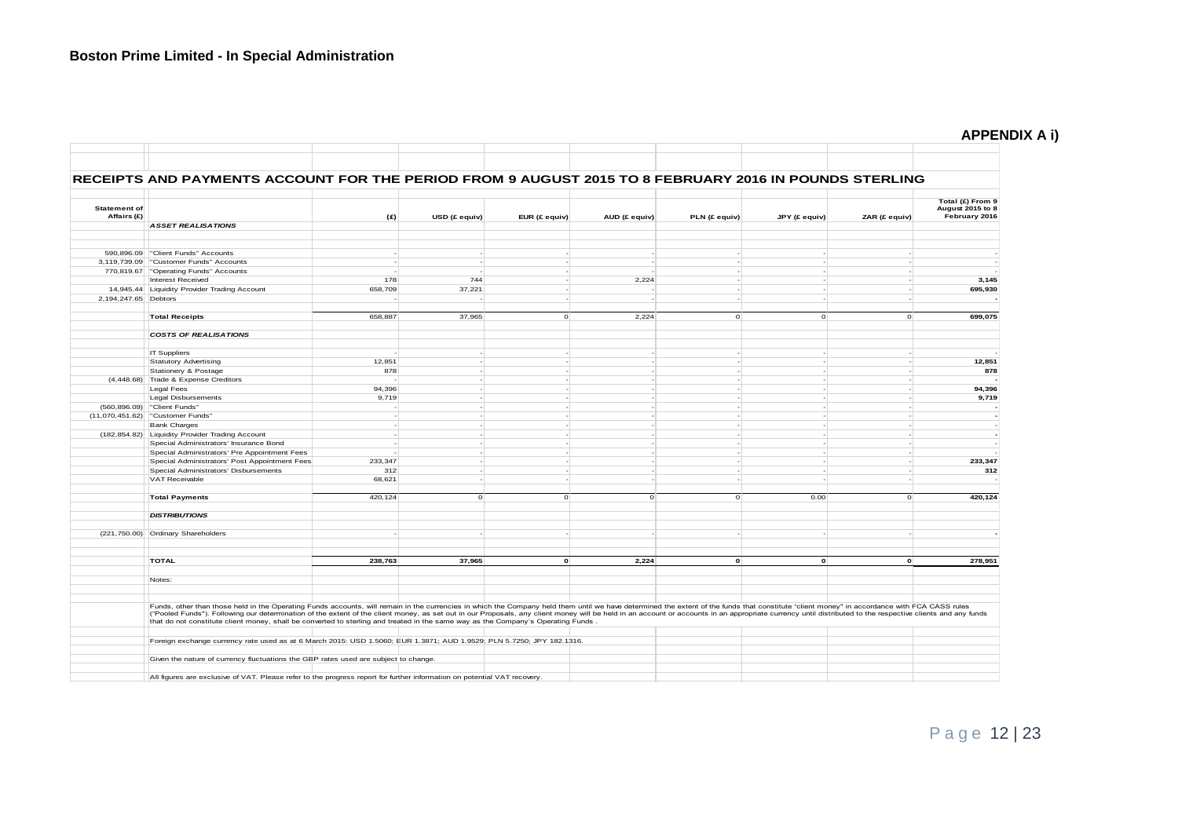**Boston Prime Limited - In Special Administration**

**APPENDIX A i)**

## RECEIPTS AND PAYMENTS ACCOUNT FOR THE PERIOD FROM 9 AUGUST 2015 TO 8 FEBRUARY 2016 IN POUNDS STERLING

| Statement of Affairs (£) | | (£) | USD (£ equiv) | EUR (£ equiv) | AUD (£ equiv) | PLN (£ equiv) | JPY (£ equiv) | ZAR (£ equiv) | Total (£) From 9 August 2015 to 8 February 2016 |
|---|---|---|---|---|---|---|---|---|---|
| | ***ASSET REALISATIONS*** | | | | | | | | |
| 590,896.09 | "Client Funds" Accounts | - | - | - | - | - | - | - | - |
| 3,119,739.09 | "Customer Funds" Accounts | - | - | - | - | - | - | - | - |
| 770,819.67 | "Operating Funds" Accounts | - | - | - | - | - | - | - | - |
| | Interest Received | 178 | 744 | - | 2,224 | - | - | - | **3,145** |
| 14,945.44 | Liquidity Provider Trading Account | 658,709 | 37,221 | - | - | - | - | - | **695,930** |
| 2,194,247.65 | Debtors | - | - | - | - | - | - | - | **-** |
| | **Total Receipts** | 658,887 | 37,965 | 0 | 2,224 | 0 | 0 | 0 | **699,075** |
| | ***COSTS OF REALISATIONS*** | | | | | | | | |
| | IT Suppliers | - | - | - | - | - | - | - | - |
| | Statutory Advertising | 12,851 | - | - | - | - | - | - | **12,851** |
| | Stationery & Postage | 878 | - | - | - | - | - | - | **878** |
| (4,448.68) | Trade & Expense Creditors | - | - | - | - | - | - | - | **-** |
| | Legal Fees | 94,396 | - | - | - | - | - | - | **94,396** |
| | Legal Disbursements | 9,719 | - | - | - | - | - | - | **9,719** |
| (560,896.09) | "Client Funds" | - | - | - | - | - | - | - | **-** |
| (11,070,451.62) | "Customer Funds" | - | - | - | - | - | - | - | **-** |
| | Bank Charges | - | - | - | - | - | - | - | - |
| (182,854.82) | Liquidity Provider Trading Account | - | - | - | - | - | - | - | **-** |
| | Special Administrators' Insurance Bond | - | - | - | - | - | - | - | - |
| | Special Administrators' Pre Appointment Fees | - | - | - | - | - | - | - | - |
| | Special Administrators' Post Appointment Fees | 233,347 | - | - | - | - | - | - | **233,347** |
| | Special Administrators' Disbursements | 312 | - | - | - | - | - | - | **312** |
| | VAT Receivable | 68,621 | - | - | - | - | - | - | - |
| | **Total Payments** | 420,124 | 0 | 0 | 0 | 0 | 0.00 | 0 | **420,124** |
| | ***DISTRIBUTIONS*** | | | | | | | | |
| (221,750.00) | Ordinary Shareholders | - | - | - | - | - | - | - | **-** |
| | **TOTAL** | **238,763** | **37,965** | **0** | **2,224** | **0** | **0** | **0** | **278,951** |

Notes:

Funds, other than those held in the Operating Funds accounts, will remain in the currencies in which the Company held them until we have determined the extent of the funds that constitute "client money" in accordance with FCA CASS rules ("Pooled Funds"). Following our determination of the extent of the client money, as set out in our Proposals, any client money will be held in an account or accounts in an appropriate currency until distributed to the respective clients and any funds that do not constitute client money, shall be converted to sterling and treated in the same way as the Company's Operating Funds .

Foreign exchange currency rate used as at 6 March 2015: USD 1.5060; EUR 1.3871; AUD 1.9529; PLN 5.7250; JPY 182.1316.

Given the nature of currency fluctuations the GBP rates used are subject to change.

All figures are exclusive of VAT. Please refer to the progress report for further information on potential VAT recovery.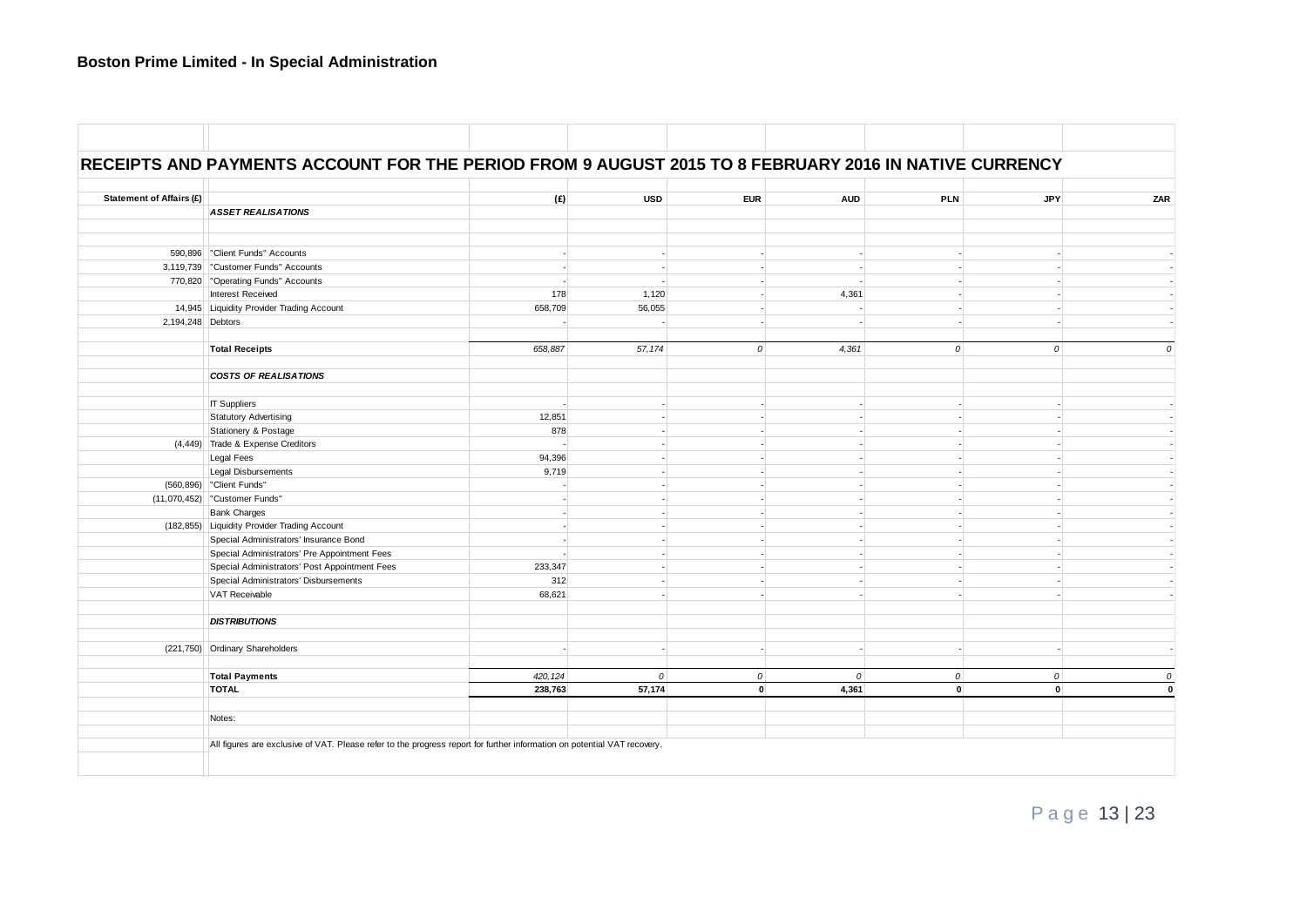**Boston Prime Limited - In Special Administration**

## RECEIPTS AND PAYMENTS ACCOUNT FOR THE PERIOD FROM 9 AUGUST 2015 TO 8 FEBRUARY 2016 IN NATIVE CURRENCY

| Statement of Affairs (£) | | (£) | USD | EUR | AUD | PLN | JPY | ZAR |
|---|---|---|---|---|---|---|---|---|
| | ***ASSET REALISATIONS*** | | | | | | | |
| 590,896 | "Client Funds" Accounts | - | - | - | - | - | - | - |
| 3,119,739 | "Customer Funds" Accounts | - | - | - | - | - | - | - |
| 770,820 | "Operating Funds" Accounts | - | - | - | - | - | - | - |
| | Interest Received | 178 | 1,120 | - | 4,361 | - | - | - |
| 14,945 | Liquidity Provider Trading Account | 658,709 | 56,055 | - | - | - | - | - |
| 2,194,248 | Debtors | - | - | - | - | - | - | - |
| | **Total Receipts** | *658,887* | *57,174* | *0* | *4,361* | *0* | *0* | *0* |
| | ***COSTS OF REALISATIONS*** | | | | | | | |
| | IT Suppliers | - | - | - | - | - | - | - |
| | Statutory Advertising | 12,851 | - | - | - | - | - | - |
| | Stationery & Postage | 878 | - | - | - | - | - | - |
| (4,449) | Trade & Expense Creditors | - | - | - | - | - | - | - |
| | Legal Fees | 94,396 | - | - | - | - | - | - |
| | Legal Disbursements | 9,719 | - | - | - | - | - | - |
| (560,896) | "Client Funds" | - | - | - | - | - | - | - |
| (11,070,452) | "Customer Funds" | - | - | - | - | - | - | - |
| | Bank Charges | - | - | - | - | - | - | - |
| (182,855) | Liquidity Provider Trading Account | - | - | - | - | - | - | - |
| | Special Administrators' Insurance Bond | - | - | - | - | - | - | - |
| | Special Administrators' Pre Appointment Fees | - | - | - | - | - | - | - |
| | Special Administrators' Post Appointment Fees | 233,347 | - | - | - | - | - | - |
| | Special Administrators' Disbursements | 312 | - | - | - | - | - | - |
| | VAT Receivable | 68,621 | - | - | - | - | - | - |
| | ***DISTRIBUTIONS*** | | | | | | | |
| (221,750) | Ordinary Shareholders | - | - | - | - | - | - | - |
| | **Total Payments** | *420,124* | *0* | *0* | *0* | *0* | *0* | *0* |
| | **TOTAL** | **238,763** | **57,174** | **0** | **4,361** | **0** | **0** | **0** |

Notes:

All figures are exclusive of VAT. Please refer to the progress report for further information on potential VAT recovery.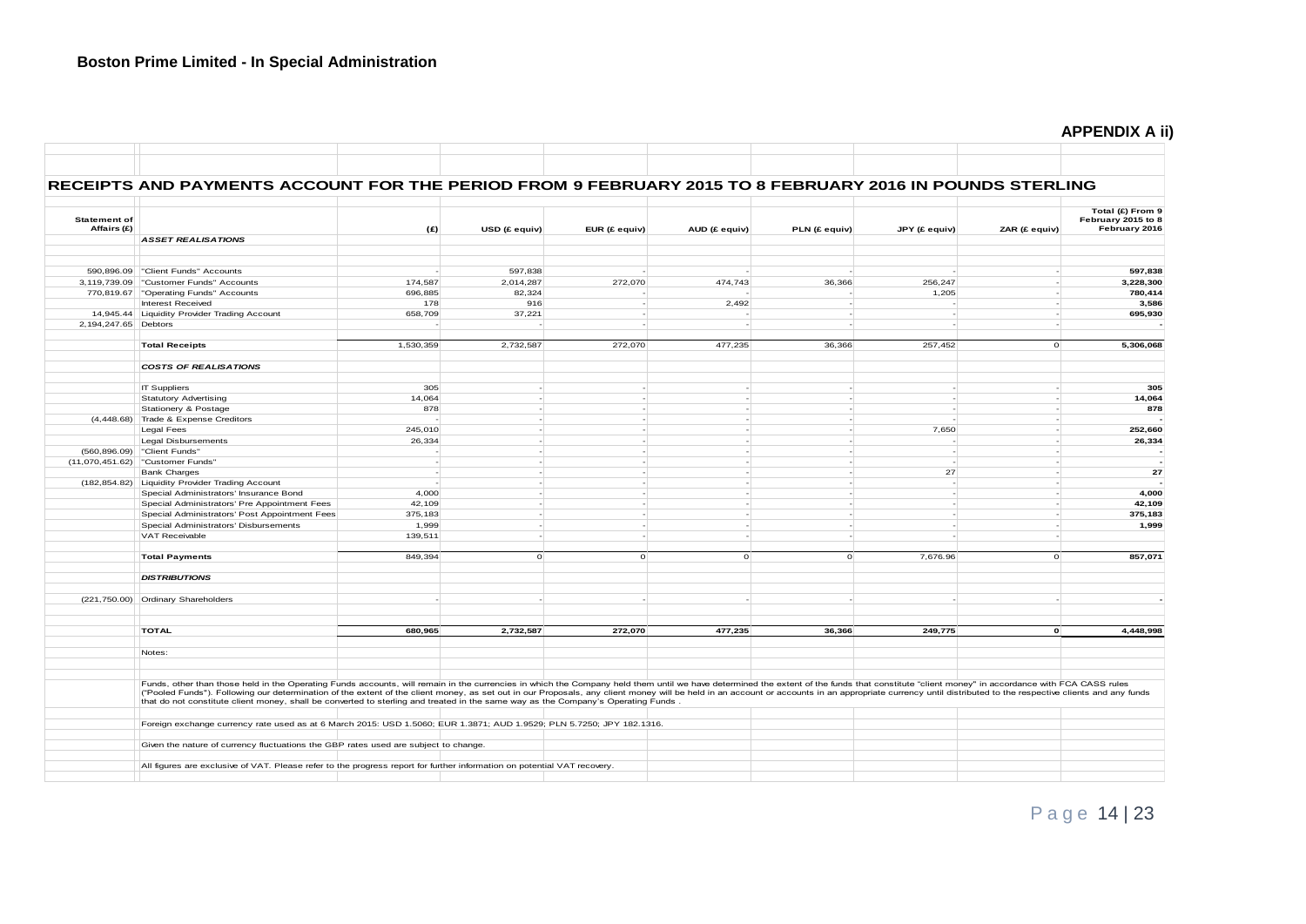**Boston Prime Limited - In Special Administration**

**APPENDIX A ii)**

## RECEIPTS AND PAYMENTS ACCOUNT FOR THE PERIOD FROM 9 FEBRUARY 2015 TO 8 FEBRUARY 2016 IN POUNDS STERLING

| Statement of Affairs (£) | | (£) | USD (£ equiv) | EUR (£ equiv) | AUD (£ equiv) | PLN (£ equiv) | JPY (£ equiv) | ZAR (£ equiv) | Total (£) From 9 February 2015 to 8 February 2016 |
|---|---|---|---|---|---|---|---|---|---|
| | ***ASSET REALISATIONS*** | | | | | | | | |
| 590,896.09 | "Client Funds" Accounts | - | 597,838 | - | - | - | - | - | **597,838** |
| 3,119,739.09 | "Customer Funds" Accounts | 174,587 | 2,014,287 | 272,070 | 474,743 | 36,366 | 256,247 | - | **3,228,300** |
| 770,819.67 | "Operating Funds" Accounts | 696,885 | 82,324 | - | - | - | 1,205 | - | **780,414** |
| | Interest Received | 178 | 916 | - | 2,492 | - | - | - | **3,586** |
| 14,945.44 | Liquidity Provider Trading Account | 658,709 | 37,221 | - | - | - | - | - | **695,930** |
| 2,194,247.65 | Debtors | - | - | - | - | - | - | - | **-** |
| | **Total Receipts** | 1,530,359 | 2,732,587 | 272,070 | 477,235 | 36,366 | 257,452 | 0 | **5,306,068** |
| | ***COSTS OF REALISATIONS*** | | | | | | | | |
| | IT Suppliers | 305 | - | - | - | - | - | - | **305** |
| | Statutory Advertising | 14,064 | - | - | - | - | - | - | **14,064** |
| | Stationery & Postage | 878 | - | - | - | - | - | - | **878** |
| (4,448.68) | Trade & Expense Creditors | - | - | - | - | - | - | - | **-** |
| | Legal Fees | 245,010 | - | - | - | - | 7,650 | - | **252,660** |
| | Legal Disbursements | 26,334 | - | - | - | - | - | - | **26,334** |
| (560,896.09) | "Client Funds" | - | - | - | - | - | - | - | **-** |
| (11,070,451.62) | "Customer Funds" | - | - | - | - | - | - | - | **-** |
| | Bank Charges | - | - | - | - | - | 27 | - | **27** |
| (182,854.82) | Liquidity Provider Trading Account | - | - | - | - | - | - | - | **-** |
| | Special Administrators' Insurance Bond | 4,000 | - | - | - | - | - | - | **4,000** |
| | Special Administrators' Pre Appointment Fees | 42,109 | - | - | - | - | - | - | **42,109** |
| | Special Administrators' Post Appointment Fees | 375,183 | - | - | - | - | - | - | **375,183** |
| | Special Administrators' Disbursements | 1,999 | - | - | - | - | - | - | **1,999** |
| | VAT Receivable | 139,511 | - | - | - | - | - | - | |
| | **Total Payments** | 849,394 | 0 | 0 | 0 | 0 | 7,676.96 | 0 | **857,071** |
| | ***DISTRIBUTIONS*** | | | | | | | | |
| (221,750.00) | Ordinary Shareholders | - | - | - | - | - | - | - | **-** |
| | **TOTAL** | **680,965** | **2,732,587** | **272,070** | **477,235** | **36,366** | **249,775** | **0** | **4,448,998** |

Notes:

Funds, other than those held in the Operating Funds accounts, will remain in the currencies in which the Company held them until we have determined the extent of the funds that constitute "client money" in accordance with FCA CASS rules ("Pooled Funds"). Following our determination of the extent of the client money, as set out in our Proposals, any client money will be held in an account or accounts in an appropriate currency until distributed to the respective clients and any funds that do not constitute client money, shall be converted to sterling and treated in the same way as the Company's Operating Funds .

Foreign exchange currency rate used as at 6 March 2015: USD 1.5060; EUR 1.3871; AUD 1.9529; PLN 5.7250; JPY 182.1316.

Given the nature of currency fluctuations the GBP rates used are subject to change.

All figures are exclusive of VAT. Please refer to the progress report for further information on potential VAT recovery.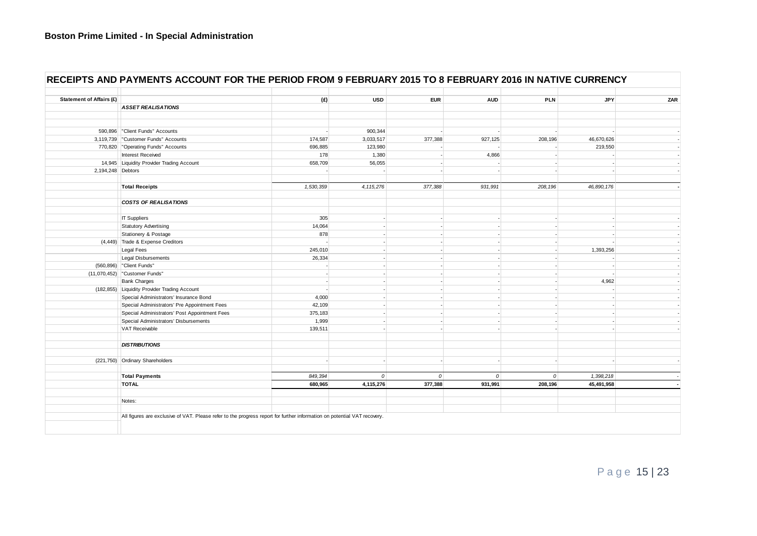## Boston Prime Limited - In Special Administration

### RECEIPTS AND PAYMENTS ACCOUNT FOR THE PERIOD FROM 9 FEBRUARY 2015 TO 8 FEBRUARY 2016 IN NATIVE CURRENCY

| Statement of Affairs (£) | | (£) | USD | EUR | AUD | PLN | JPY | ZAR |
|---|---|---|---|---|---|---|---|---|
| | ***ASSET REALISATIONS*** | | | | | | | |
| 590,896 | "Client Funds" Accounts | - | 900,344 | - | - | - | - | - |
| 3,119,739 | "Customer Funds" Accounts | 174,587 | 3,033,517 | 377,388 | 927,125 | 208,196 | 46,670,626 | - |
| 770,820 | "Operating Funds" Accounts | 696,885 | 123,980 | - | - | - | 219,550 | - |
| | Interest Received | 178 | 1,380 | - | 4,866 | - | - | - |
| 14,945 | Liquidity Provider Trading Account | 658,709 | 56,055 | - | - | - | - | - |
| 2,194,248 | Debtors | - | - | - | - | - | - | - |
| | **Total Receipts** | *1,530,359* | *4,115,276* | *377,388* | *931,991* | *208,196* | *46,890,176* | - |
| | ***COSTS OF REALISATIONS*** | | | | | | | |
| | IT Suppliers | 305 | - | - | - | - | - | - |
| | Statutory Advertising | 14,064 | - | - | - | - | - | - |
| | Stationery & Postage | 878 | - | - | - | - | - | - |
| (4,449) | Trade & Expense Creditors | - | - | - | - | - | - | - |
| | Legal Fees | 245,010 | - | - | - | - | 1,393,256 | - |
| | Legal Disbursements | 26,334 | - | - | - | - | - | - |
| (560,896) | "Client Funds" | - | - | - | - | - | - | - |
| (11,070,452) | "Customer Funds" | - | - | - | - | - | - | - |
| | Bank Charges | - | - | - | - | - | 4,962 | - |
| (182,855) | Liquidity Provider Trading Account | - | - | - | - | - | - | - |
| | Special Administrators' Insurance Bond | 4,000 | - | - | - | - | - | - |
| | Special Administrators' Pre Appointment Fees | 42,109 | - | - | - | - | - | - |
| | Special Administrators' Post Appointment Fees | 375,183 | - | - | - | - | - | - |
| | Special Administrators' Disbursements | 1,999 | - | - | - | - | - | - |
| | VAT Receivable | 139,511 | - | - | - | - | - | - |
| | ***DISTRIBUTIONS*** | | | | | | | |
| (221,750) | Ordinary Shareholders | - | - | - | - | - | - | - |
| | **Total Payments** | *849,394* | *0* | *0* | *0* | *0* | *1,398,218* | - |
| | **TOTAL** | **680,965** | **4,115,276** | **377,388** | **931,991** | **208,196** | **45,491,958** | **-** |

Notes:

All figures are exclusive of VAT. Please refer to the progress report for further information on potential VAT recovery.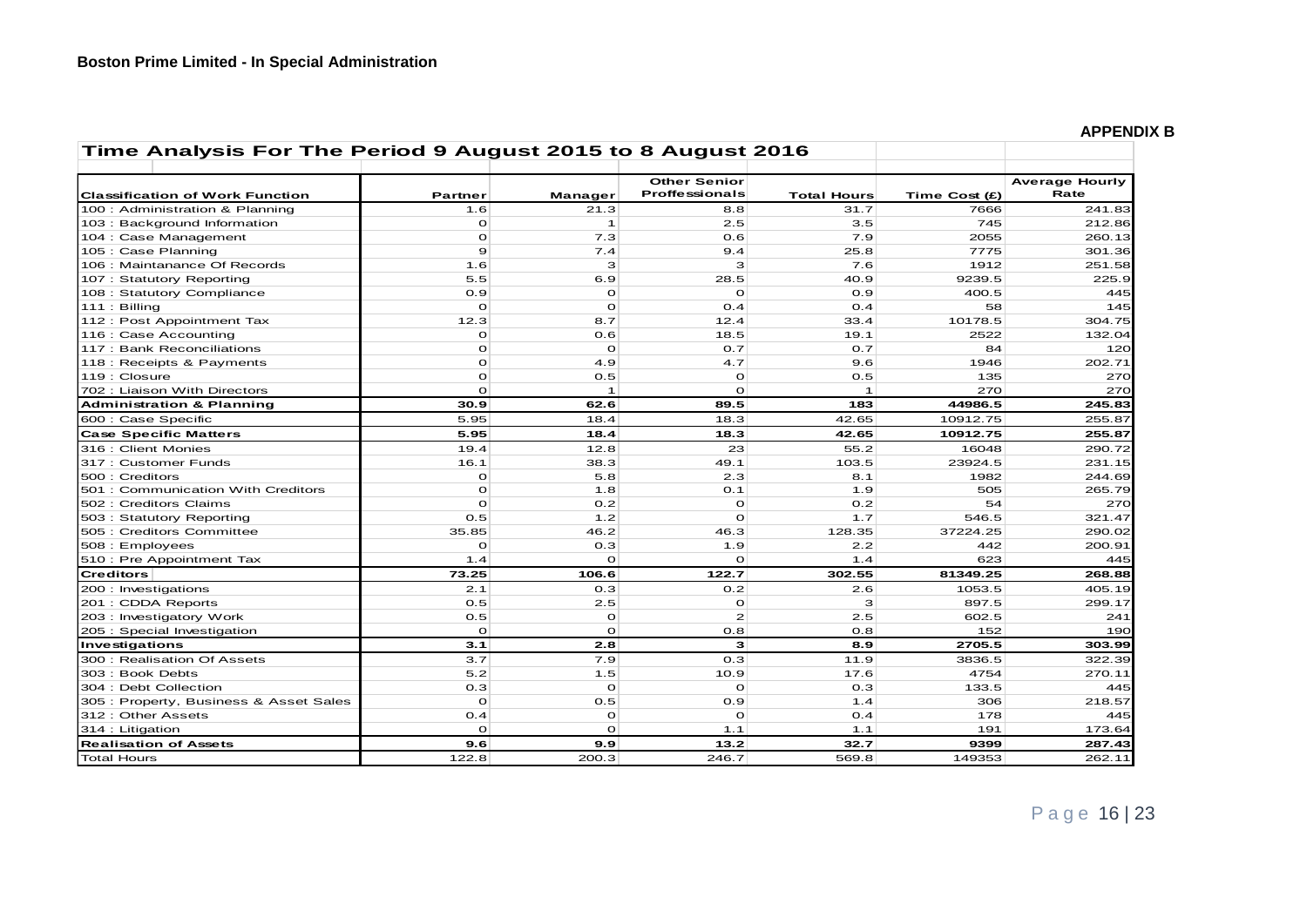**Boston Prime Limited - In Special Administration**

**APPENDIX B**

**Time Analysis For The Period 9 August 2015 to 8 August 2016**

| Classification of Work Function | Partner | Manager | Other Senior Proffessionals | Total Hours | Time Cost (£) | Average Hourly Rate |
|---|---|---|---|---|---|---|
| 100 : Administration & Planning | 1.6 | 21.3 | 8.8 | 31.7 | 7666 | 241.83 |
| 103 : Background Information | 0 | 1 | 2.5 | 3.5 | 745 | 212.86 |
| 104 : Case Management | 0 | 7.3 | 0.6 | 7.9 | 2055 | 260.13 |
| 105 : Case Planning | 9 | 7.4 | 9.4 | 25.8 | 7775 | 301.36 |
| 106 : Maintanance Of Records | 1.6 | 3 | 3 | 7.6 | 1912 | 251.58 |
| 107 : Statutory Reporting | 5.5 | 6.9 | 28.5 | 40.9 | 9239.5 | 225.9 |
| 108 : Statutory Compliance | 0.9 | 0 | 0 | 0.9 | 400.5 | 445 |
| 111 : Billing | 0 | 0 | 0.4 | 0.4 | 58 | 145 |
| 112 : Post Appointment Tax | 12.3 | 8.7 | 12.4 | 33.4 | 10178.5 | 304.75 |
| 116 : Case Accounting | 0 | 0.6 | 18.5 | 19.1 | 2522 | 132.04 |
| 117 : Bank Reconciliations | 0 | 0 | 0.7 | 0.7 | 84 | 120 |
| 118 : Receipts & Payments | 0 | 4.9 | 4.7 | 9.6 | 1946 | 202.71 |
| 119 : Closure | 0 | 0.5 | 0 | 0.5 | 135 | 270 |
| 702 : Liaison With Directors | 0 | 1 | 0 | 1 | 270 | 270 |
| **Administration & Planning** | **30.9** | **62.6** | **89.5** | **183** | **44986.5** | **245.83** |
| 600 : Case Specific | 5.95 | 18.4 | 18.3 | 42.65 | 10912.75 | 255.87 |
| **Case Specific Matters** | **5.95** | **18.4** | **18.3** | **42.65** | **10912.75** | **255.87** |
| 316 : Client Monies | 19.4 | 12.8 | 23 | 55.2 | 16048 | 290.72 |
| 317 : Customer Funds | 16.1 | 38.3 | 49.1 | 103.5 | 23924.5 | 231.15 |
| 500 : Creditors | 0 | 5.8 | 2.3 | 8.1 | 1982 | 244.69 |
| 501 : Communication With Creditors | 0 | 1.8 | 0.1 | 1.9 | 505 | 265.79 |
| 502 : Creditors Claims | 0 | 0.2 | 0 | 0.2 | 54 | 270 |
| 503 : Statutory Reporting | 0.5 | 1.2 | 0 | 1.7 | 546.5 | 321.47 |
| 505 : Creditors Committee | 35.85 | 46.2 | 46.3 | 128.35 | 37224.25 | 290.02 |
| 508 : Employees | 0 | 0.3 | 1.9 | 2.2 | 442 | 200.91 |
| 510 : Pre Appointment Tax | 1.4 | 0 | 0 | 1.4 | 623 | 445 |
| **Creditors** | **73.25** | **106.6** | **122.7** | **302.55** | **81349.25** | **268.88** |
| 200 : Investigations | 2.1 | 0.3 | 0.2 | 2.6 | 1053.5 | 405.19 |
| 201 : CDDA Reports | 0.5 | 2.5 | 0 | 3 | 897.5 | 299.17 |
| 203 : Investigatory Work | 0.5 | 0 | 2 | 2.5 | 602.5 | 241 |
| 205 : Special Investigation | 0 | 0 | 0.8 | 0.8 | 152 | 190 |
| **Investigations** | **3.1** | **2.8** | **3** | **8.9** | **2705.5** | **303.99** |
| 300 : Realisation Of Assets | 3.7 | 7.9 | 0.3 | 11.9 | 3836.5 | 322.39 |
| 303 : Book Debts | 5.2 | 1.5 | 10.9 | 17.6 | 4754 | 270.11 |
| 304 : Debt Collection | 0.3 | 0 | 0 | 0.3 | 133.5 | 445 |
| 305 : Property, Business & Asset Sales | 0 | 0.5 | 0.9 | 1.4 | 306 | 218.57 |
| 312 : Other Assets | 0.4 | 0 | 0 | 0.4 | 178 | 445 |
| 314 : Litigation | 0 | 0 | 1.1 | 1.1 | 191 | 173.64 |
| **Realisation of Assets** | **9.6** | **9.9** | **13.2** | **32.7** | **9399** | **287.43** |
| Total Hours | 122.8 | 200.3 | 246.7 | 569.8 | 149353 | 262.11 |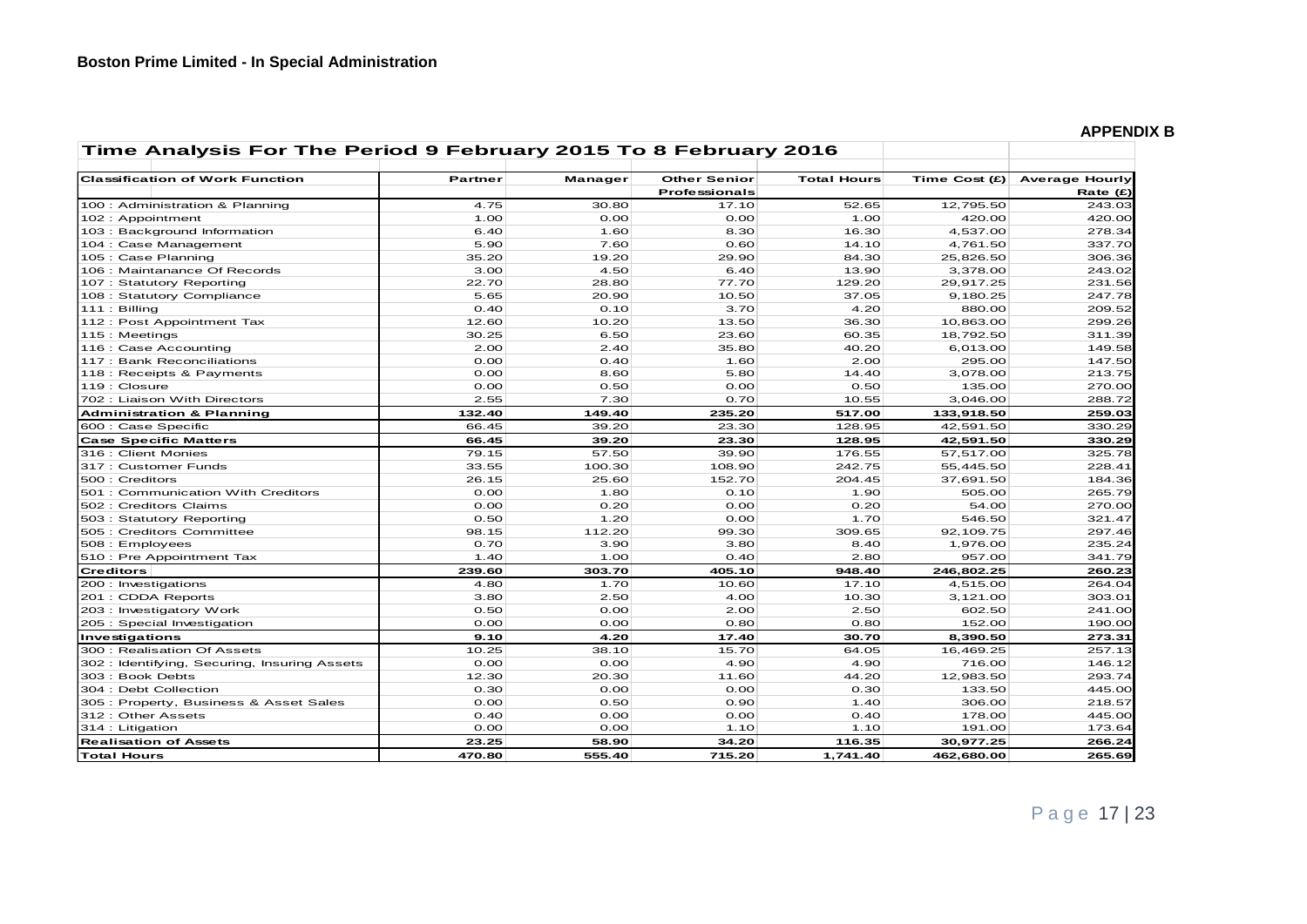**Boston Prime Limited - In Special Administration**

**APPENDIX B**

| Time Analysis For The Period 9 February 2015 To 8 February 2016 | | | | | | |
|---|---|---|---|---|---|---|
| **Classification of Work Function** | **Partner** | **Manager** | **Other Senior Professionals** | **Total Hours** | **Time Cost (£)** | **Average Hourly Rate (£)** |
| 100 : Administration & Planning | 4.75 | 30.80 | 17.10 | 52.65 | 12,795.50 | 243.03 |
| 102 : Appointment | 1.00 | 0.00 | 0.00 | 1.00 | 420.00 | 420.00 |
| 103 : Background Information | 6.40 | 1.60 | 8.30 | 16.30 | 4,537.00 | 278.34 |
| 104 : Case Management | 5.90 | 7.60 | 0.60 | 14.10 | 4,761.50 | 337.70 |
| 105 : Case Planning | 35.20 | 19.20 | 29.90 | 84.30 | 25,826.50 | 306.36 |
| 106 : Maintanance Of Records | 3.00 | 4.50 | 6.40 | 13.90 | 3,378.00 | 243.02 |
| 107 : Statutory Reporting | 22.70 | 28.80 | 77.70 | 129.20 | 29,917.25 | 231.56 |
| 108 : Statutory Compliance | 5.65 | 20.90 | 10.50 | 37.05 | 9,180.25 | 247.78 |
| 111 : Billing | 0.40 | 0.10 | 3.70 | 4.20 | 880.00 | 209.52 |
| 112 : Post Appointment Tax | 12.60 | 10.20 | 13.50 | 36.30 | 10,863.00 | 299.26 |
| 115 : Meetings | 30.25 | 6.50 | 23.60 | 60.35 | 18,792.50 | 311.39 |
| 116 : Case Accounting | 2.00 | 2.40 | 35.80 | 40.20 | 6,013.00 | 149.58 |
| 117 : Bank Reconciliations | 0.00 | 0.40 | 1.60 | 2.00 | 295.00 | 147.50 |
| 118 : Receipts & Payments | 0.00 | 8.60 | 5.80 | 14.40 | 3,078.00 | 213.75 |
| 119 : Closure | 0.00 | 0.50 | 0.00 | 0.50 | 135.00 | 270.00 |
| 702 : Liaison With Directors | 2.55 | 7.30 | 0.70 | 10.55 | 3,046.00 | 288.72 |
| **Administration & Planning** | **132.40** | **149.40** | **235.20** | **517.00** | **133,918.50** | **259.03** |
| 600 : Case Specific | 66.45 | 39.20 | 23.30 | 128.95 | 42,591.50 | 330.29 |
| **Case Specific Matters** | **66.45** | **39.20** | **23.30** | **128.95** | **42,591.50** | **330.29** |
| 316 : Client Monies | 79.15 | 57.50 | 39.90 | 176.55 | 57,517.00 | 325.78 |
| 317 : Customer Funds | 33.55 | 100.30 | 108.90 | 242.75 | 55,445.50 | 228.41 |
| 500 : Creditors | 26.15 | 25.60 | 152.70 | 204.45 | 37,691.50 | 184.36 |
| 501 : Communication With Creditors | 0.00 | 1.80 | 0.10 | 1.90 | 505.00 | 265.79 |
| 502 : Creditors Claims | 0.00 | 0.20 | 0.00 | 0.20 | 54.00 | 270.00 |
| 503 : Statutory Reporting | 0.50 | 1.20 | 0.00 | 1.70 | 546.50 | 321.47 |
| 505 : Creditors Committee | 98.15 | 112.20 | 99.30 | 309.65 | 92,109.75 | 297.46 |
| 508 : Employees | 0.70 | 3.90 | 3.80 | 8.40 | 1,976.00 | 235.24 |
| 510 : Pre Appointment Tax | 1.40 | 1.00 | 0.40 | 2.80 | 957.00 | 341.79 |
| **Creditors** | **239.60** | **303.70** | **405.10** | **948.40** | **246,802.25** | **260.23** |
| 200 : Investigations | 4.80 | 1.70 | 10.60 | 17.10 | 4,515.00 | 264.04 |
| 201 : CDDA Reports | 3.80 | 2.50 | 4.00 | 10.30 | 3,121.00 | 303.01 |
| 203 : Investigatory Work | 0.50 | 0.00 | 2.00 | 2.50 | 602.50 | 241.00 |
| 205 : Special Investigation | 0.00 | 0.00 | 0.80 | 0.80 | 152.00 | 190.00 |
| **Investigations** | **9.10** | **4.20** | **17.40** | **30.70** | **8,390.50** | **273.31** |
| 300 : Realisation Of Assets | 10.25 | 38.10 | 15.70 | 64.05 | 16,469.25 | 257.13 |
| 302 : Identifying, Securing, Insuring Assets | 0.00 | 0.00 | 4.90 | 4.90 | 716.00 | 146.12 |
| 303 : Book Debts | 12.30 | 20.30 | 11.60 | 44.20 | 12,983.50 | 293.74 |
| 304 : Debt Collection | 0.30 | 0.00 | 0.00 | 0.30 | 133.50 | 445.00 |
| 305 : Property, Business & Asset Sales | 0.00 | 0.50 | 0.90 | 1.40 | 306.00 | 218.57 |
| 312 : Other Assets | 0.40 | 0.00 | 0.00 | 0.40 | 178.00 | 445.00 |
| 314 : Litigation | 0.00 | 0.00 | 1.10 | 1.10 | 191.00 | 173.64 |
| **Realisation of Assets** | **23.25** | **58.90** | **34.20** | **116.35** | **30,977.25** | **266.24** |
| **Total Hours** | **470.80** | **555.40** | **715.20** | **1,741.40** | **462,680.00** | **265.69** |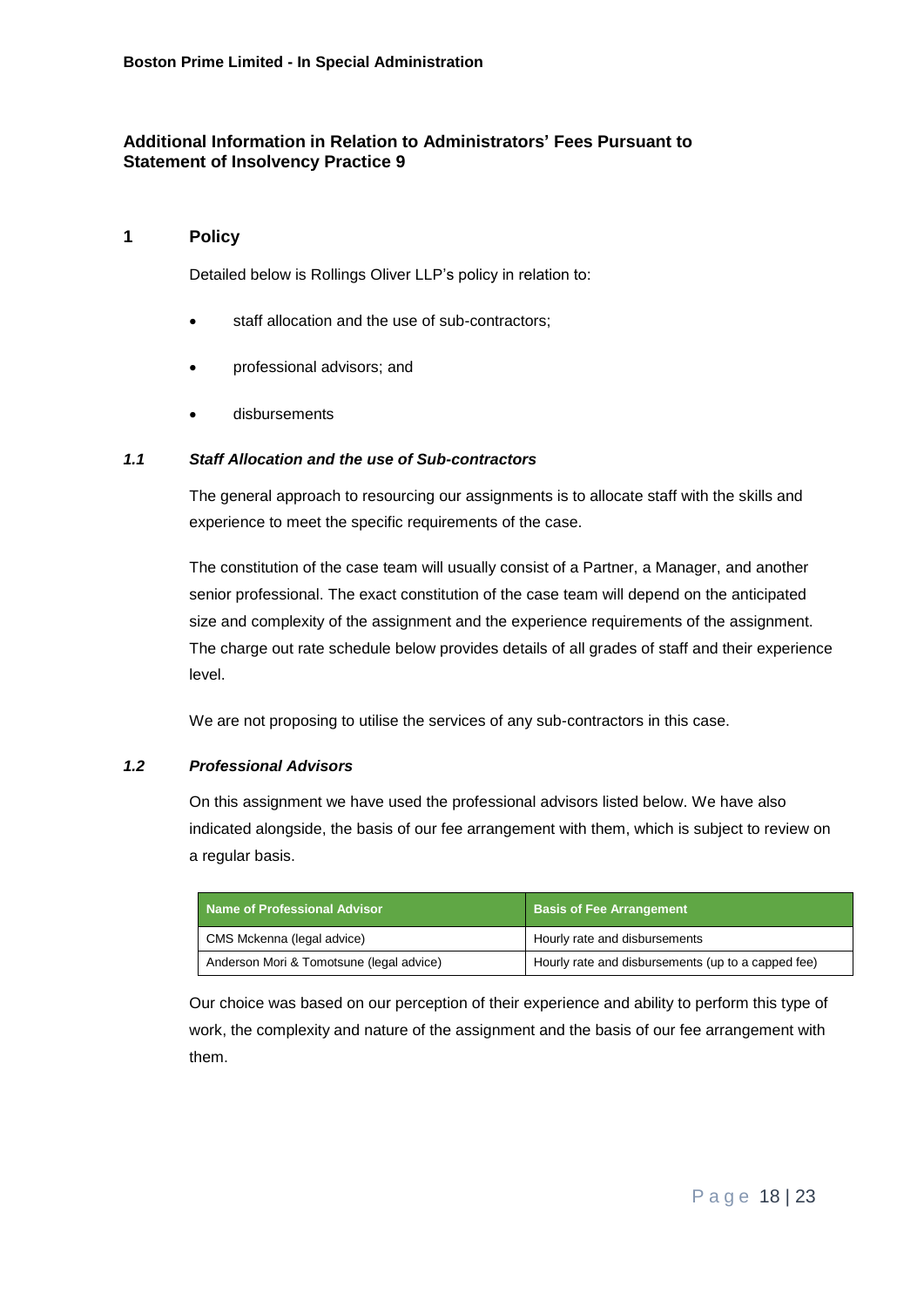**Boston Prime Limited - In Special Administration**

## Additional Information in Relation to Administrators' Fees Pursuant to Statement of Insolvency Practice 9

## 1 Policy

Detailed below is Rollings Oliver LLP's policy in relation to:

- staff allocation and the use of sub-contractors;
- professional advisors; and
- disbursements

### *1.1 Staff Allocation and the use of Sub-contractors*

The general approach to resourcing our assignments is to allocate staff with the skills and experience to meet the specific requirements of the case.

The constitution of the case team will usually consist of a Partner, a Manager, and another senior professional. The exact constitution of the case team will depend on the anticipated size and complexity of the assignment and the experience requirements of the assignment. The charge out rate schedule below provides details of all grades of staff and their experience level.

We are not proposing to utilise the services of any sub-contractors in this case.

### *1.2 Professional Advisors*

On this assignment we have used the professional advisors listed below. We have also indicated alongside, the basis of our fee arrangement with them, which is subject to review on a regular basis.

| Name of Professional Advisor | Basis of Fee Arrangement |
| --- | --- |
| CMS Mckenna (legal advice) | Hourly rate and disbursements |
| Anderson Mori & Tomotsune (legal advice) | Hourly rate and disbursements (up to a capped fee) |

Our choice was based on our perception of their experience and ability to perform this type of work, the complexity and nature of the assignment and the basis of our fee arrangement with them.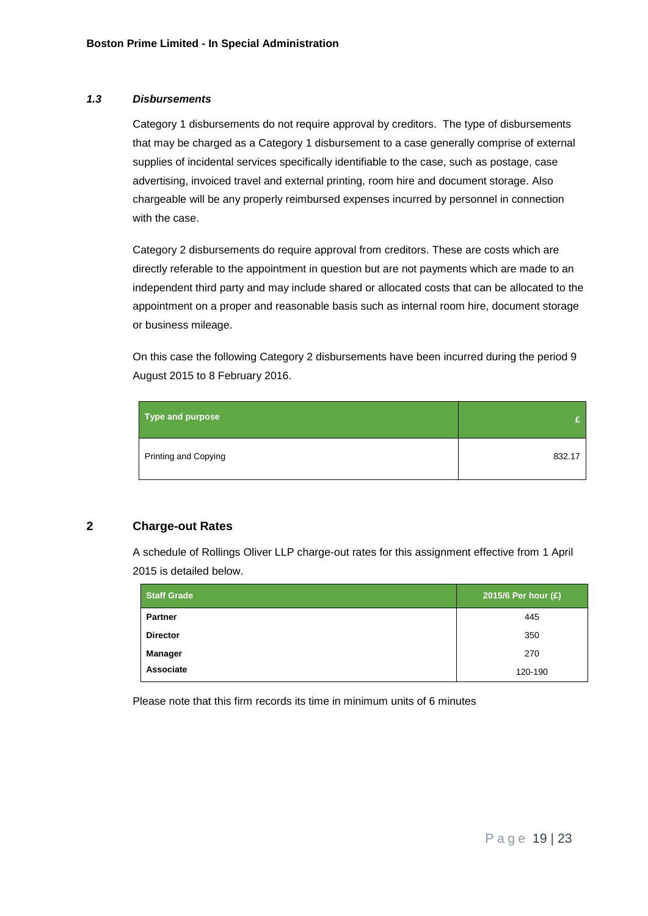### *1.3 Disbursements*

Category 1 disbursements do not require approval by creditors. The type of disbursements that may be charged as a Category 1 disbursement to a case generally comprise of external supplies of incidental services specifically identifiable to the case, such as postage, case advertising, invoiced travel and external printing, room hire and document storage. Also chargeable will be any properly reimbursed expenses incurred by personnel in connection with the case.

Category 2 disbursements do require approval from creditors. These are costs which are directly referable to the appointment in question but are not payments which are made to an independent third party and may include shared or allocated costs that can be allocated to the appointment on a proper and reasonable basis such as internal room hire, document storage or business mileage.

On this case the following Category 2 disbursements have been incurred during the period 9 August 2015 to 8 February 2016.

| Type and purpose | £ |
|---|---|
| Printing and Copying | 832.17 |

## 2 Charge-out Rates

A schedule of Rollings Oliver LLP charge-out rates for this assignment effective from 1 April 2015 is detailed below.

| Staff Grade | 2015/6 Per hour (£) |
|---|---|
| **Partner** | 445 |
| **Director** | 350 |
| **Manager** | 270 |
| **Associate** | 120-190 |

Please note that this firm records its time in minimum units of 6 minutes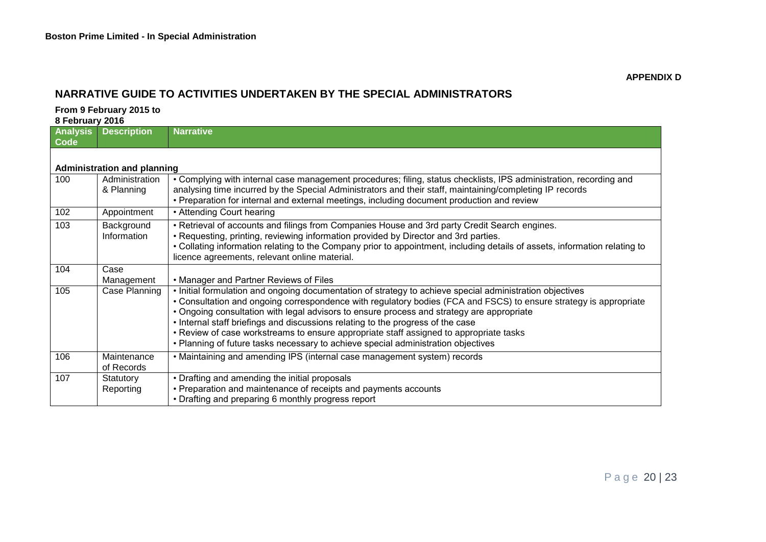**Boston Prime Limited - In Special Administration**

**APPENDIX D**

## NARRATIVE GUIDE TO ACTIVITIES UNDERTAKEN BY THE SPECIAL ADMINISTRATORS

**From 9 February 2015 to 8 February 2016**

| Analysis Code | Description | Narrative |
|---|---|---|
| **Administration and planning** | | |
| 100 | Administration & Planning | • Complying with internal case management procedures; filing, status checklists, IPS administration, recording and analysing time incurred by the Special Administrators and their staff, maintaining/completing IP records<br>• Preparation for internal and external meetings, including document production and review |
| 102 | Appointment | • Attending Court hearing |
| 103 | Background Information | • Retrieval of accounts and filings from Companies House and 3rd party Credit Search engines.<br>• Requesting, printing, reviewing information provided by Director and 3rd parties.<br>• Collating information relating to the Company prior to appointment, including details of assets, information relating to licence agreements, relevant online material. |
| 104 | Case Management | • Manager and Partner Reviews of Files |
| 105 | Case Planning | • Initial formulation and ongoing documentation of strategy to achieve special administration objectives<br>• Consultation and ongoing correspondence with regulatory bodies (FCA and FSCS) to ensure strategy is appropriate<br>• Ongoing consultation with legal advisors to ensure process and strategy are appropriate<br>• Internal staff briefings and discussions relating to the progress of the case<br>• Review of case workstreams to ensure appropriate staff assigned to appropriate tasks<br>• Planning of future tasks necessary to achieve special administration objectives |
| 106 | Maintenance of Records | • Maintaining and amending IPS (internal case management system) records |
| 107 | Statutory Reporting | • Drafting and amending the initial proposals<br>• Preparation and maintenance of receipts and payments accounts<br>• Drafting and preparing 6 monthly progress report |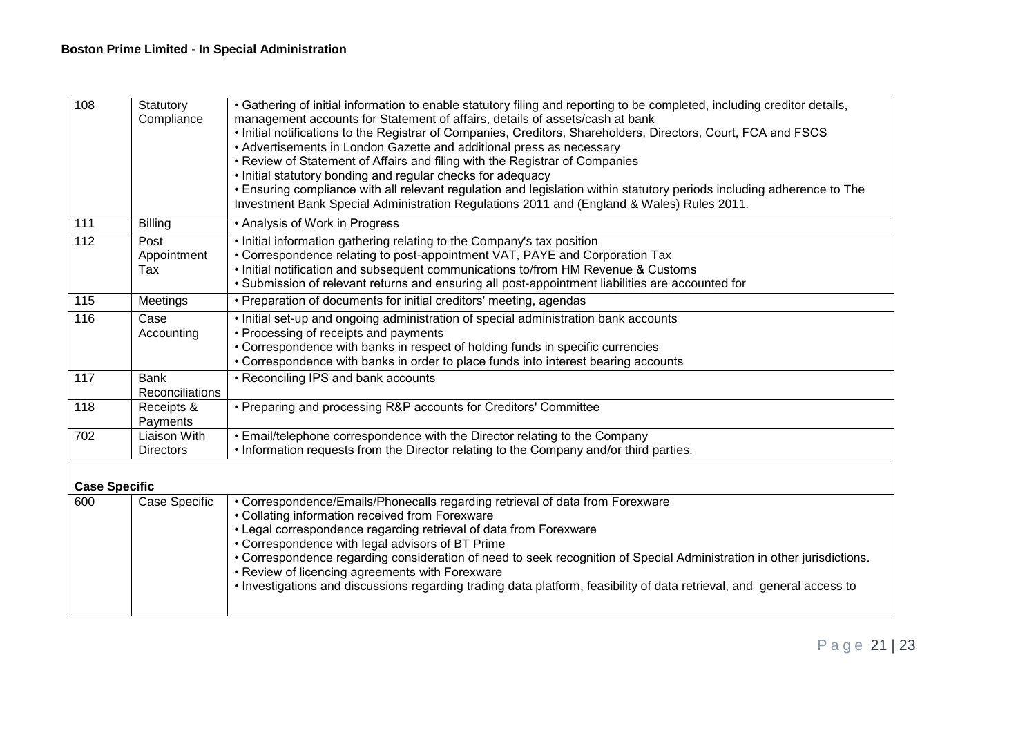| | | |
|---|---|---|
| 108 | Statutory Compliance | • Gathering of initial information to enable statutory filing and reporting to be completed, including creditor details, management accounts for Statement of affairs, details of assets/cash at bank<br>• Initial notifications to the Registrar of Companies, Creditors, Shareholders, Directors, Court, FCA and FSCS<br>• Advertisements in London Gazette and additional press as necessary<br>• Review of Statement of Affairs and filing with the Registrar of Companies<br>• Initial statutory bonding and regular checks for adequacy<br>• Ensuring compliance with all relevant regulation and legislation within statutory periods including adherence to The Investment Bank Special Administration Regulations 2011 and (England & Wales) Rules 2011. |
| 111 | Billing | • Analysis of Work in Progress |
| 112 | Post Appointment Tax | • Initial information gathering relating to the Company's tax position<br>• Correspondence relating to post-appointment VAT, PAYE and Corporation Tax<br>• Initial notification and subsequent communications to/from HM Revenue & Customs<br>• Submission of relevant returns and ensuring all post-appointment liabilities are accounted for |
| 115 | Meetings | • Preparation of documents for initial creditors' meeting, agendas |
| 116 | Case Accounting | • Initial set-up and ongoing administration of special administration bank accounts<br>• Processing of receipts and payments<br>• Correspondence with banks in respect of holding funds in specific currencies<br>• Correspondence with banks in order to place funds into interest bearing accounts |
| 117 | Bank Reconciliations | • Reconciling IPS and bank accounts |
| 118 | Receipts & Payments | • Preparing and processing R&P accounts for Creditors' Committee |
| 702 | Liaison With Directors | • Email/telephone correspondence with the Director relating to the Company<br>• Information requests from the Director relating to the Company and/or third parties. |
| **Case Specific** | | |
| 600 | Case Specific | • Correspondence/Emails/Phonecalls regarding retrieval of data from Forexware<br>• Collating information received from Forexware<br>• Legal correspondence regarding retrieval of data from Forexware<br>• Correspondence with legal advisors of BT Prime<br>• Correspondence regarding consideration of need to seek recognition of Special Administration in other jurisdictions.<br>• Review of licencing agreements with Forexware<br>• Investigations and discussions regarding trading data platform, feasibility of data retrieval, and general access to |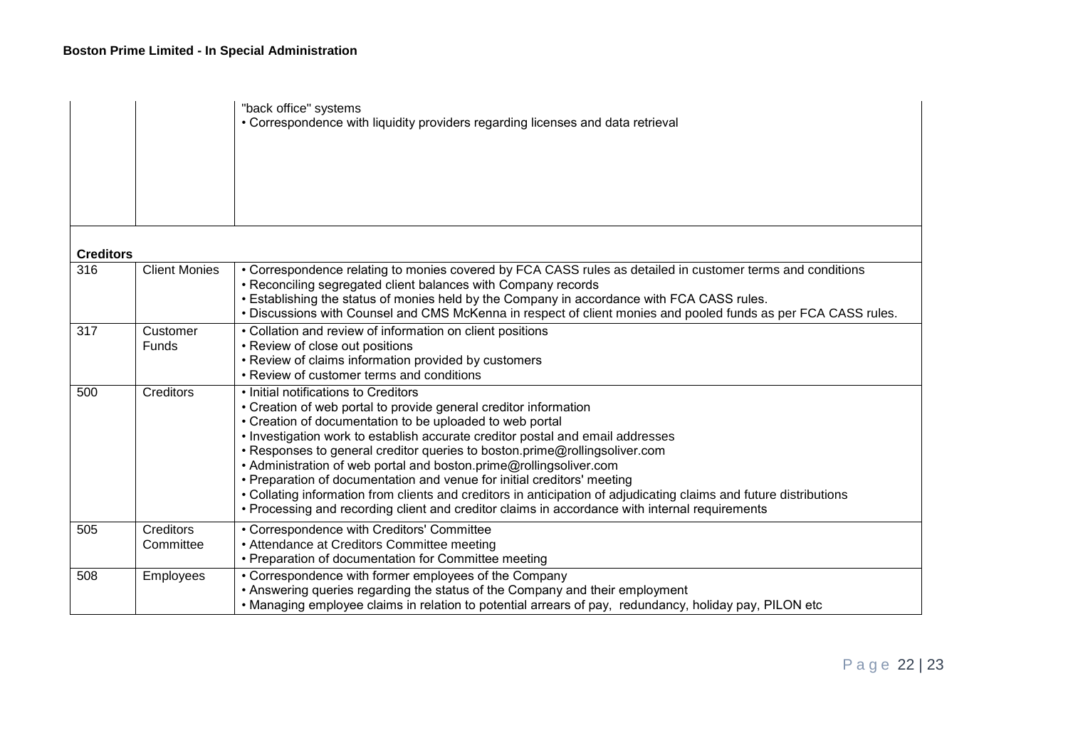| | | |
|---|---|---|
| | | "back office" systems<br>• Correspondence with liquidity providers regarding licenses and data retrieval |
| **Creditors** | | |
| 316 | Client Monies | • Correspondence relating to monies covered by FCA CASS rules as detailed in customer terms and conditions<br>• Reconciling segregated client balances with Company records<br>• Establishing the status of monies held by the Company in accordance with FCA CASS rules.<br>• Discussions with Counsel and CMS McKenna in respect of client monies and pooled funds as per FCA CASS rules. |
| 317 | Customer Funds | • Collation and review of information on client positions<br>• Review of close out positions<br>• Review of claims information provided by customers<br>• Review of customer terms and conditions |
| 500 | Creditors | • Initial notifications to Creditors<br>• Creation of web portal to provide general creditor information<br>• Creation of documentation to be uploaded to web portal<br>• Investigation work to establish accurate creditor postal and email addresses<br>• Responses to general creditor queries to boston.prime@rollingsoliver.com<br>• Administration of web portal and boston.prime@rollingsoliver.com<br>• Preparation of documentation and venue for initial creditors' meeting<br>• Collating information from clients and creditors in anticipation of adjudicating claims and future distributions<br>• Processing and recording client and creditor claims in accordance with internal requirements |
| 505 | Creditors Committee | • Correspondence with Creditors' Committee<br>• Attendance at Creditors Committee meeting<br>• Preparation of documentation for Committee meeting |
| 508 | Employees | • Correspondence with former employees of the Company<br>• Answering queries regarding the status of the Company and their employment<br>• Managing employee claims in relation to potential arrears of pay, redundancy, holiday pay, PILON etc |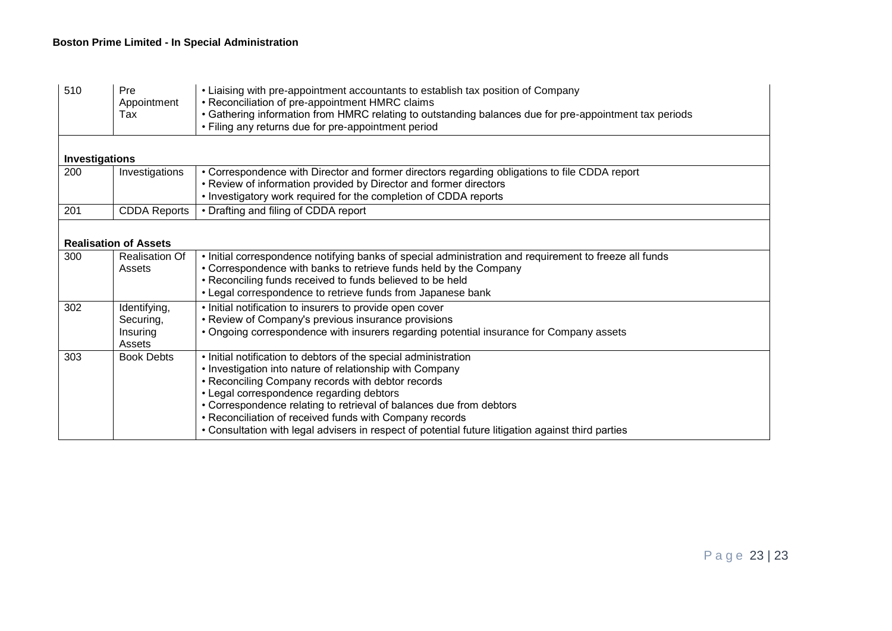| | | |
|---|---|---|
| 510 | Pre Appointment Tax | • Liaising with pre-appointment accountants to establish tax position of Company<br>• Reconciliation of pre-appointment HMRC claims<br>• Gathering information from HMRC relating to outstanding balances due for pre-appointment tax periods<br>• Filing any returns due for pre-appointment period |
| **Investigations** | | |
| 200 | Investigations | • Correspondence with Director and former directors regarding obligations to file CDDA report<br>• Review of information provided by Director and former directors<br>• Investigatory work required for the completion of CDDA reports |
| 201 | CDDA Reports | • Drafting and filing of CDDA report |
| **Realisation of Assets** | | |
| 300 | Realisation Of Assets | • Initial correspondence notifying banks of special administration and requirement to freeze all funds<br>• Correspondence with banks to retrieve funds held by the Company<br>• Reconciling funds received to funds believed to be held<br>• Legal correspondence to retrieve funds from Japanese bank |
| 302 | Identifying, Securing, Insuring Assets | • Initial notification to insurers to provide open cover<br>• Review of Company's previous insurance provisions<br>• Ongoing correspondence with insurers regarding potential insurance for Company assets |
| 303 | Book Debts | • Initial notification to debtors of the special administration<br>• Investigation into nature of relationship with Company<br>• Reconciling Company records with debtor records<br>• Legal correspondence regarding debtors<br>• Correspondence relating to retrieval of balances due from debtors<br>• Reconciliation of received funds with Company records<br>• Consultation with legal advisers in respect of potential future litigation against third parties |